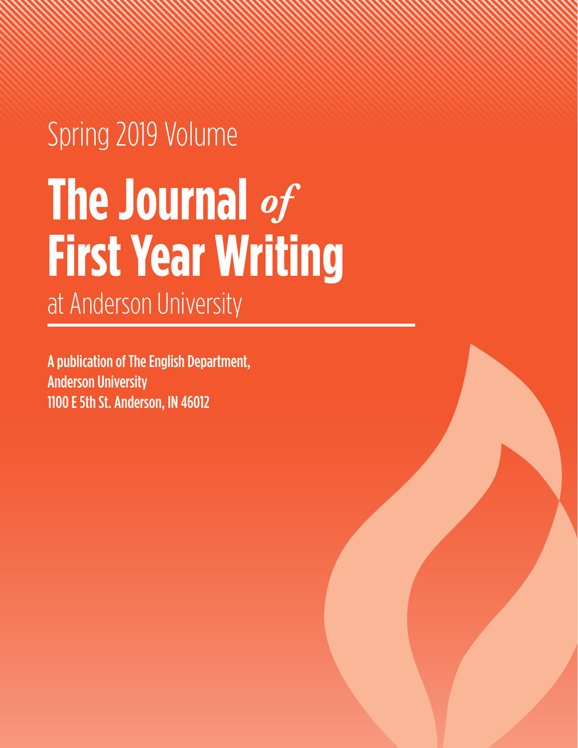Spring 2019 Volume

# The Journal *of* First Year Writing

at Anderson University

**A publication of The English Department,**
**Anderson University**
**1100 E 5th St. Anderson, IN 46012**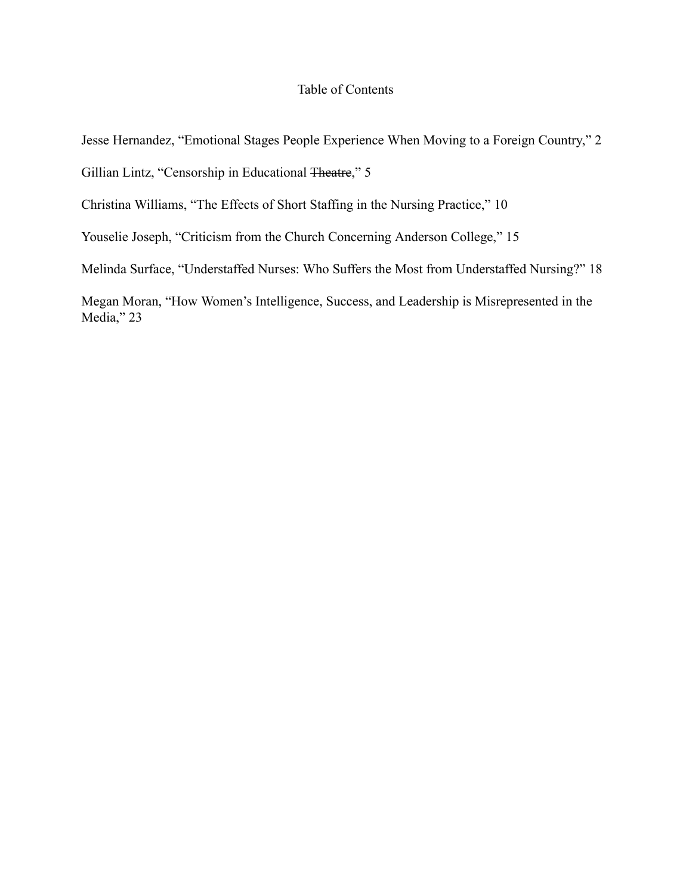# Table of Contents

Jesse Hernandez, "Emotional Stages People Experience When Moving to a Foreign Country," 2

Gillian Lintz, "Censorship in Educational ~~Theatre~~," 5

Christina Williams, "The Effects of Short Staffing in the Nursing Practice," 10

Youselie Joseph, "Criticism from the Church Concerning Anderson College," 15

Melinda Surface, "Understaffed Nurses: Who Suffers the Most from Understaffed Nursing?" 18

Megan Moran, "How Women's Intelligence, Success, and Leadership is Misrepresented in the Media," 23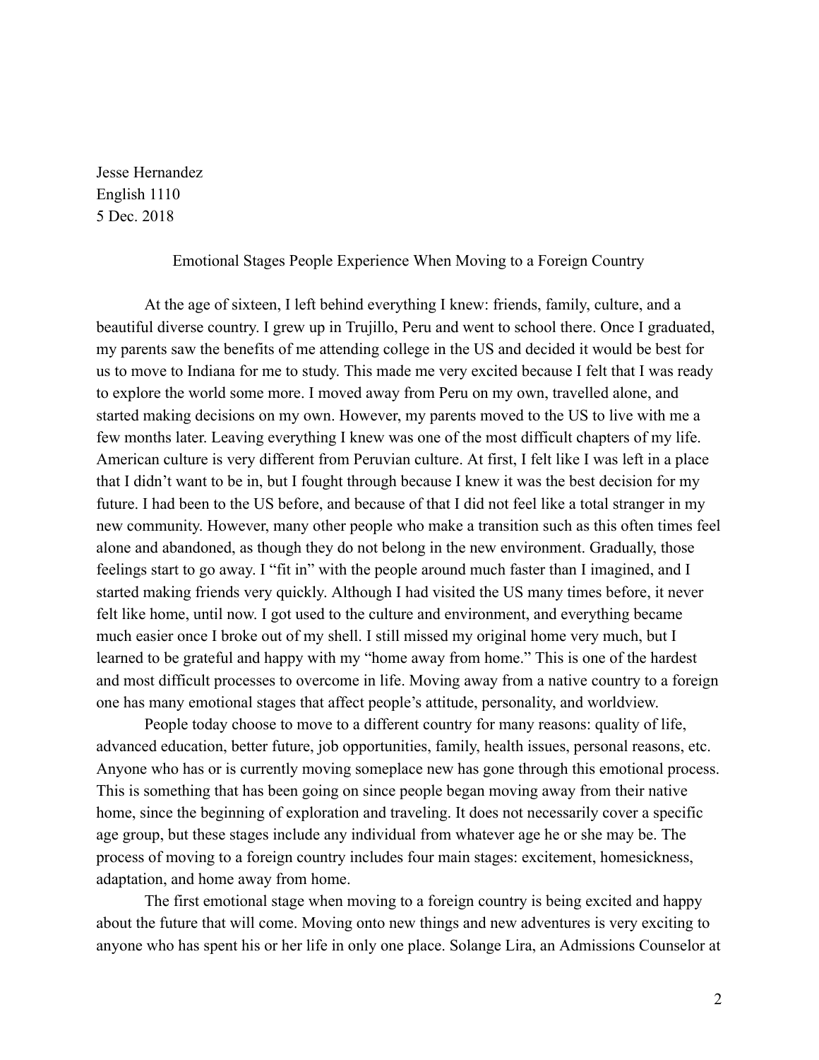Jesse Hernandez
English 1110
5 Dec. 2018

Emotional Stages People Experience When Moving to a Foreign Country

At the age of sixteen, I left behind everything I knew: friends, family, culture, and a beautiful diverse country. I grew up in Trujillo, Peru and went to school there. Once I graduated, my parents saw the benefits of me attending college in the US and decided it would be best for us to move to Indiana for me to study. This made me very excited because I felt that I was ready to explore the world some more. I moved away from Peru on my own, travelled alone, and started making decisions on my own. However, my parents moved to the US to live with me a few months later. Leaving everything I knew was one of the most difficult chapters of my life. American culture is very different from Peruvian culture. At first, I felt like I was left in a place that I didn't want to be in, but I fought through because I knew it was the best decision for my future. I had been to the US before, and because of that I did not feel like a total stranger in my new community. However, many other people who make a transition such as this often times feel alone and abandoned, as though they do not belong in the new environment. Gradually, those feelings start to go away. I "fit in" with the people around much faster than I imagined, and I started making friends very quickly. Although I had visited the US many times before, it never felt like home, until now. I got used to the culture and environment, and everything became much easier once I broke out of my shell. I still missed my original home very much, but I learned to be grateful and happy with my "home away from home." This is one of the hardest and most difficult processes to overcome in life. Moving away from a native country to a foreign one has many emotional stages that affect people's attitude, personality, and worldview.

People today choose to move to a different country for many reasons: quality of life, advanced education, better future, job opportunities, family, health issues, personal reasons, etc. Anyone who has or is currently moving someplace new has gone through this emotional process. This is something that has been going on since people began moving away from their native home, since the beginning of exploration and traveling. It does not necessarily cover a specific age group, but these stages include any individual from whatever age he or she may be. The process of moving to a foreign country includes four main stages: excitement, homesickness, adaptation, and home away from home.

The first emotional stage when moving to a foreign country is being excited and happy about the future that will come. Moving onto new things and new adventures is very exciting to anyone who has spent his or her life in only one place. Solange Lira, an Admissions Counselor at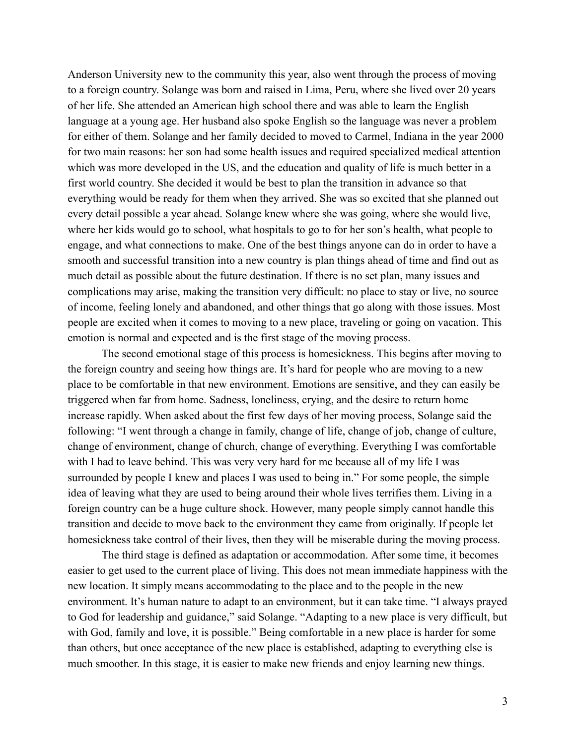Anderson University new to the community this year, also went through the process of moving to a foreign country. Solange was born and raised in Lima, Peru, where she lived over 20 years of her life. She attended an American high school there and was able to learn the English language at a young age. Her husband also spoke English so the language was never a problem for either of them. Solange and her family decided to moved to Carmel, Indiana in the year 2000 for two main reasons: her son had some health issues and required specialized medical attention which was more developed in the US, and the education and quality of life is much better in a first world country. She decided it would be best to plan the transition in advance so that everything would be ready for them when they arrived. She was so excited that she planned out every detail possible a year ahead. Solange knew where she was going, where she would live, where her kids would go to school, what hospitals to go to for her son's health, what people to engage, and what connections to make. One of the best things anyone can do in order to have a smooth and successful transition into a new country is plan things ahead of time and find out as much detail as possible about the future destination. If there is no set plan, many issues and complications may arise, making the transition very difficult: no place to stay or live, no source of income, feeling lonely and abandoned, and other things that go along with those issues. Most people are excited when it comes to moving to a new place, traveling or going on vacation. This emotion is normal and expected and is the first stage of the moving process.

The second emotional stage of this process is homesickness. This begins after moving to the foreign country and seeing how things are. It's hard for people who are moving to a new place to be comfortable in that new environment. Emotions are sensitive, and they can easily be triggered when far from home. Sadness, loneliness, crying, and the desire to return home increase rapidly. When asked about the first few days of her moving process, Solange said the following: "I went through a change in family, change of life, change of job, change of culture, change of environment, change of church, change of everything. Everything I was comfortable with I had to leave behind. This was very very hard for me because all of my life I was surrounded by people I knew and places I was used to being in." For some people, the simple idea of leaving what they are used to being around their whole lives terrifies them. Living in a foreign country can be a huge culture shock. However, many people simply cannot handle this transition and decide to move back to the environment they came from originally. If people let homesickness take control of their lives, then they will be miserable during the moving process.

The third stage is defined as adaptation or accommodation. After some time, it becomes easier to get used to the current place of living. This does not mean immediate happiness with the new location. It simply means accommodating to the place and to the people in the new environment. It's human nature to adapt to an environment, but it can take time. "I always prayed to God for leadership and guidance," said Solange. "Adapting to a new place is very difficult, but with God, family and love, it is possible." Being comfortable in a new place is harder for some than others, but once acceptance of the new place is established, adapting to everything else is much smoother. In this stage, it is easier to make new friends and enjoy learning new things.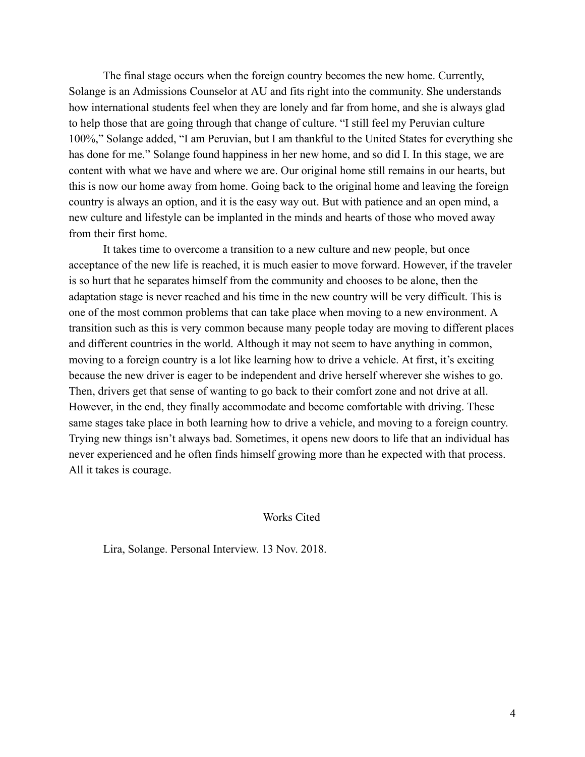The final stage occurs when the foreign country becomes the new home. Currently, Solange is an Admissions Counselor at AU and fits right into the community. She understands how international students feel when they are lonely and far from home, and she is always glad to help those that are going through that change of culture. "I still feel my Peruvian culture 100%," Solange added, "I am Peruvian, but I am thankful to the United States for everything she has done for me." Solange found happiness in her new home, and so did I. In this stage, we are content with what we have and where we are. Our original home still remains in our hearts, but this is now our home away from home. Going back to the original home and leaving the foreign country is always an option, and it is the easy way out. But with patience and an open mind, a new culture and lifestyle can be implanted in the minds and hearts of those who moved away from their first home.

It takes time to overcome a transition to a new culture and new people, but once acceptance of the new life is reached, it is much easier to move forward. However, if the traveler is so hurt that he separates himself from the community and chooses to be alone, then the adaptation stage is never reached and his time in the new country will be very difficult. This is one of the most common problems that can take place when moving to a new environment. A transition such as this is very common because many people today are moving to different places and different countries in the world. Although it may not seem to have anything in common, moving to a foreign country is a lot like learning how to drive a vehicle. At first, it's exciting because the new driver is eager to be independent and drive herself wherever she wishes to go. Then, drivers get that sense of wanting to go back to their comfort zone and not drive at all. However, in the end, they finally accommodate and become comfortable with driving. These same stages take place in both learning how to drive a vehicle, and moving to a foreign country. Trying new things isn't always bad. Sometimes, it opens new doors to life that an individual has never experienced and he often finds himself growing more than he expected with that process. All it takes is courage.

## Works Cited

Lira, Solange. Personal Interview. 13 Nov. 2018.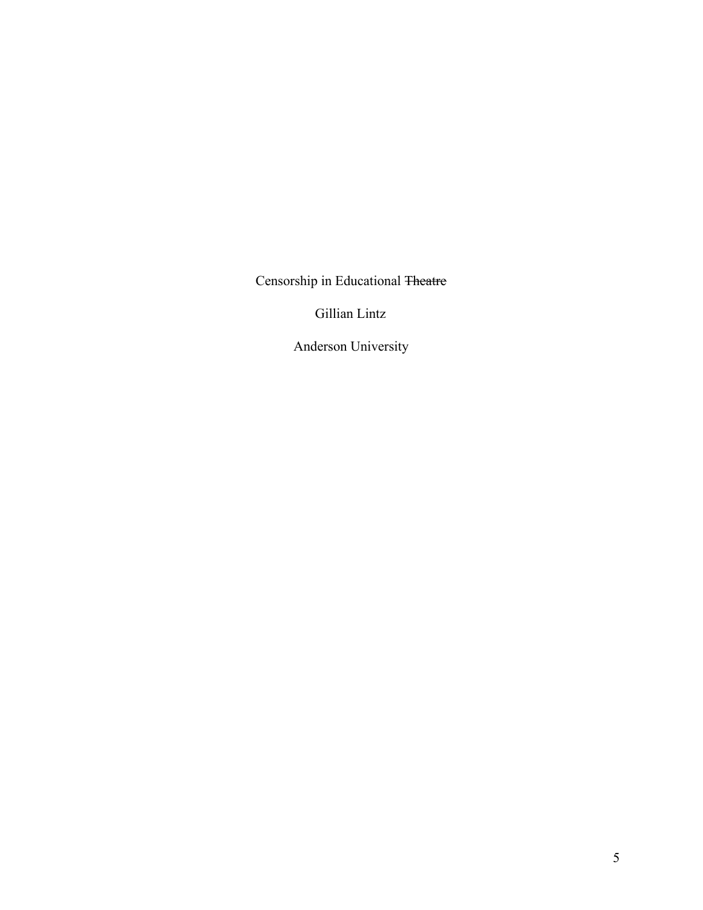Censorship in Educational ~~Theatre~~

Gillian Lintz

Anderson University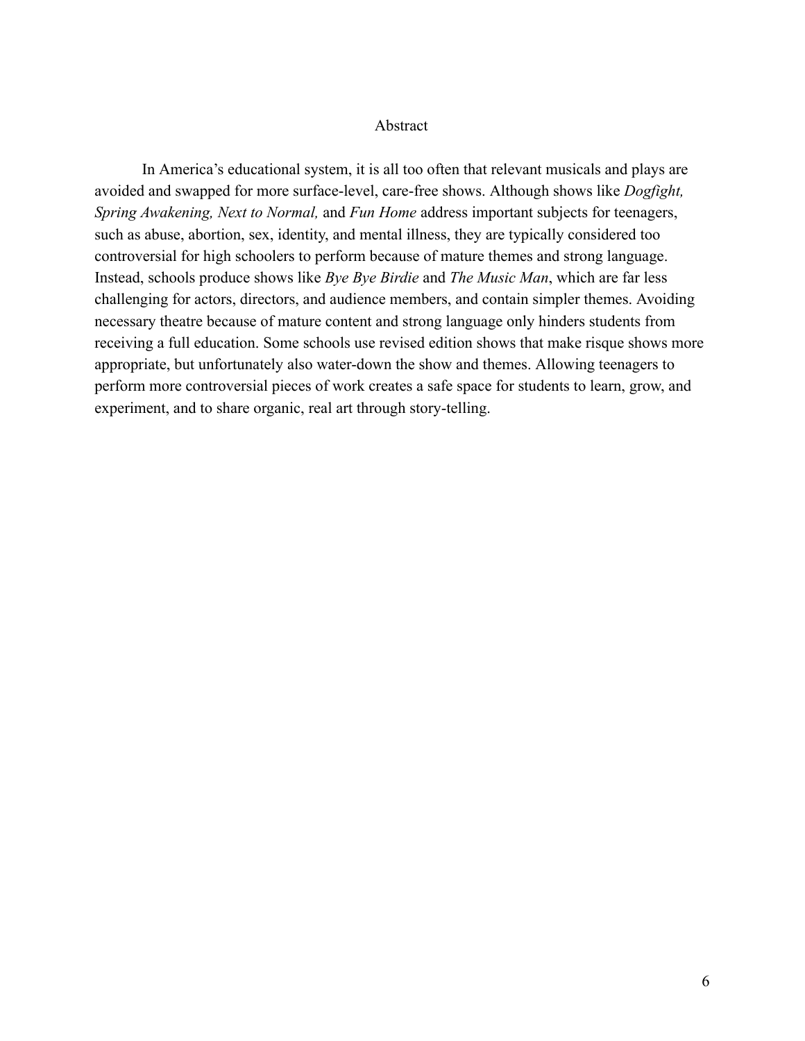# Abstract

In America's educational system, it is all too often that relevant musicals and plays are avoided and swapped for more surface-level, care-free shows. Although shows like *Dogfight, Spring Awakening, Next to Normal,* and *Fun Home* address important subjects for teenagers, such as abuse, abortion, sex, identity, and mental illness, they are typically considered too controversial for high schoolers to perform because of mature themes and strong language. Instead, schools produce shows like *Bye Bye Birdie* and *The Music Man*, which are far less challenging for actors, directors, and audience members, and contain simpler themes. Avoiding necessary theatre because of mature content and strong language only hinders students from receiving a full education. Some schools use revised edition shows that make risque shows more appropriate, but unfortunately also water-down the show and themes. Allowing teenagers to perform more controversial pieces of work creates a safe space for students to learn, grow, and experiment, and to share organic, real art through story-telling.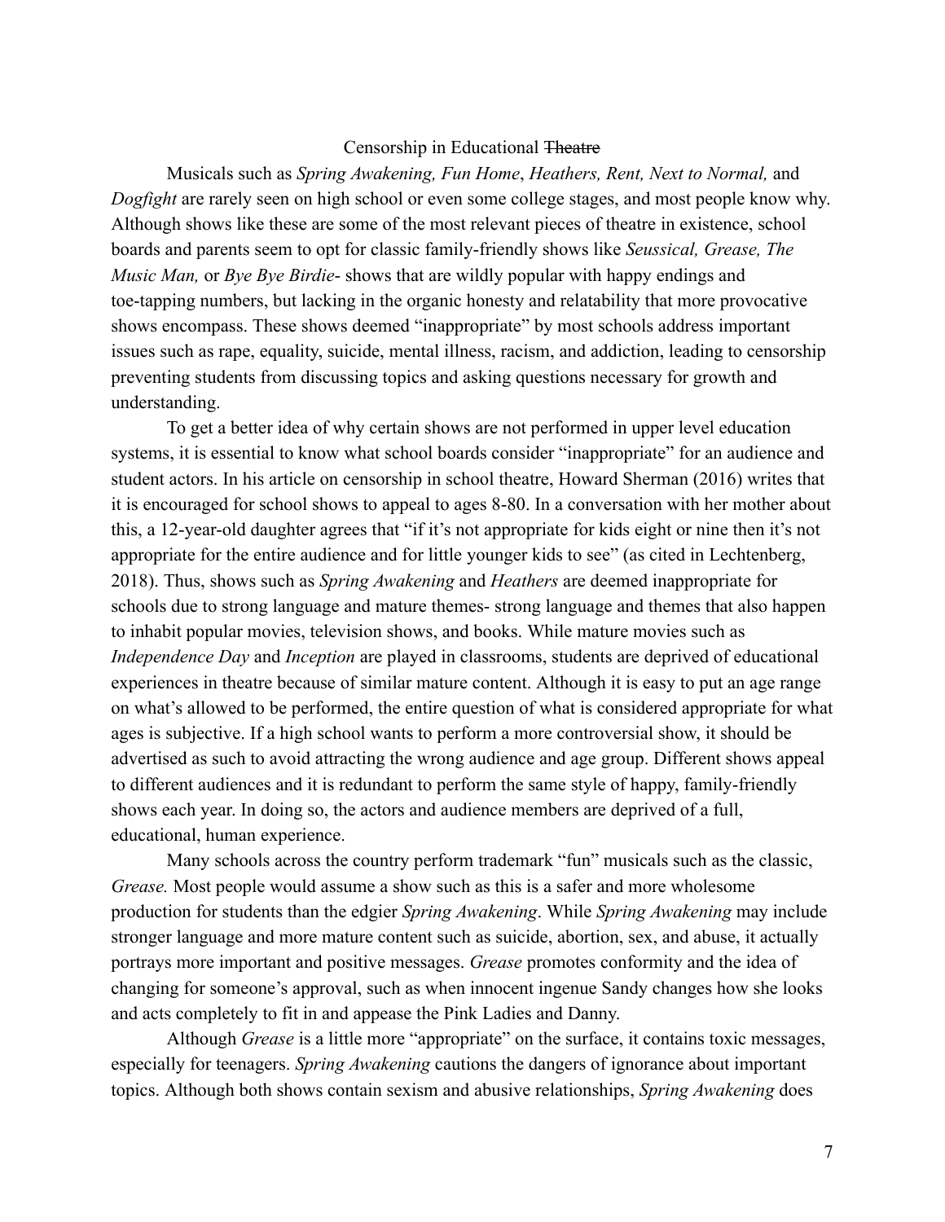# Censorship in Educational ~~Theatre~~

Musicals such as *Spring Awakening, Fun Home*, *Heathers, Rent, Next to Normal,* and *Dogfight* are rarely seen on high school or even some college stages, and most people know why. Although shows like these are some of the most relevant pieces of theatre in existence, school boards and parents seem to opt for classic family-friendly shows like *Seussical, Grease, The Music Man,* or *Bye Bye Birdie*- shows that are wildly popular with happy endings and toe-tapping numbers, but lacking in the organic honesty and relatability that more provocative shows encompass. These shows deemed "inappropriate" by most schools address important issues such as rape, equality, suicide, mental illness, racism, and addiction, leading to censorship preventing students from discussing topics and asking questions necessary for growth and understanding.

To get a better idea of why certain shows are not performed in upper level education systems, it is essential to know what school boards consider "inappropriate" for an audience and student actors. In his article on censorship in school theatre, Howard Sherman (2016) writes that it is encouraged for school shows to appeal to ages 8-80. In a conversation with her mother about this, a 12-year-old daughter agrees that "if it's not appropriate for kids eight or nine then it's not appropriate for the entire audience and for little younger kids to see" (as cited in Lechtenberg, 2018). Thus, shows such as *Spring Awakening* and *Heathers* are deemed inappropriate for schools due to strong language and mature themes- strong language and themes that also happen to inhabit popular movies, television shows, and books. While mature movies such as *Independence Day* and *Inception* are played in classrooms, students are deprived of educational experiences in theatre because of similar mature content. Although it is easy to put an age range on what's allowed to be performed, the entire question of what is considered appropriate for what ages is subjective. If a high school wants to perform a more controversial show, it should be advertised as such to avoid attracting the wrong audience and age group. Different shows appeal to different audiences and it is redundant to perform the same style of happy, family-friendly shows each year. In doing so, the actors and audience members are deprived of a full, educational, human experience.

Many schools across the country perform trademark "fun" musicals such as the classic, *Grease.* Most people would assume a show such as this is a safer and more wholesome production for students than the edgier *Spring Awakening*. While *Spring Awakening* may include stronger language and more mature content such as suicide, abortion, sex, and abuse, it actually portrays more important and positive messages. *Grease* promotes conformity and the idea of changing for someone's approval, such as when innocent ingenue Sandy changes how she looks and acts completely to fit in and appease the Pink Ladies and Danny.

Although *Grease* is a little more "appropriate" on the surface, it contains toxic messages, especially for teenagers. *Spring Awakening* cautions the dangers of ignorance about important topics. Although both shows contain sexism and abusive relationships, *Spring Awakening* does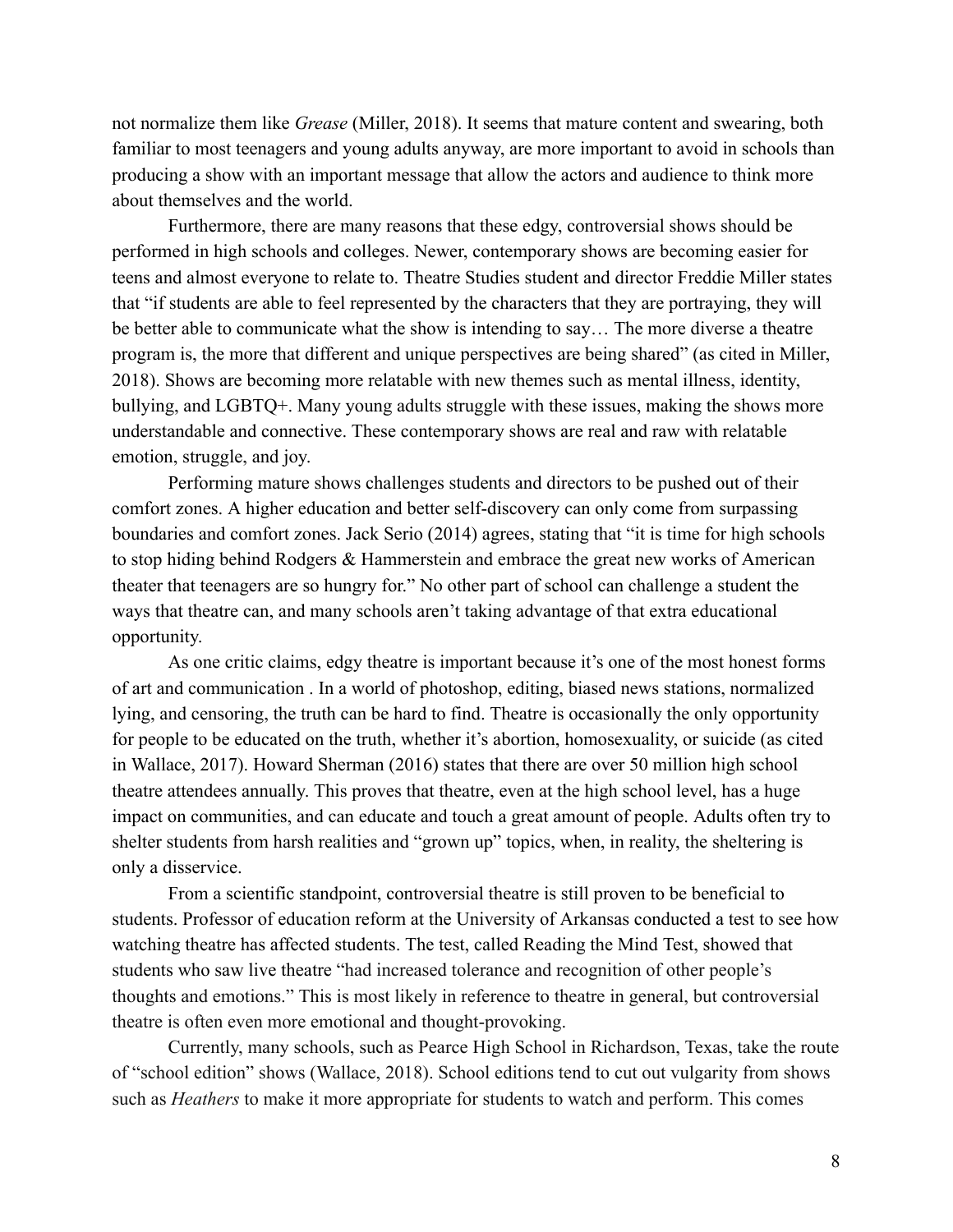not normalize them like *Grease* (Miller, 2018). It seems that mature content and swearing, both familiar to most teenagers and young adults anyway, are more important to avoid in schools than producing a show with an important message that allow the actors and audience to think more about themselves and the world.

Furthermore, there are many reasons that these edgy, controversial shows should be performed in high schools and colleges. Newer, contemporary shows are becoming easier for teens and almost everyone to relate to. Theatre Studies student and director Freddie Miller states that "if students are able to feel represented by the characters that they are portraying, they will be better able to communicate what the show is intending to say… The more diverse a theatre program is, the more that different and unique perspectives are being shared" (as cited in Miller, 2018). Shows are becoming more relatable with new themes such as mental illness, identity, bullying, and LGBTQ+. Many young adults struggle with these issues, making the shows more understandable and connective. These contemporary shows are real and raw with relatable emotion, struggle, and joy.

Performing mature shows challenges students and directors to be pushed out of their comfort zones. A higher education and better self-discovery can only come from surpassing boundaries and comfort zones. Jack Serio (2014) agrees, stating that "it is time for high schools to stop hiding behind Rodgers & Hammerstein and embrace the great new works of American theater that teenagers are so hungry for." No other part of school can challenge a student the ways that theatre can, and many schools aren't taking advantage of that extra educational opportunity.

As one critic claims, edgy theatre is important because it's one of the most honest forms of art and communication . In a world of photoshop, editing, biased news stations, normalized lying, and censoring, the truth can be hard to find. Theatre is occasionally the only opportunity for people to be educated on the truth, whether it's abortion, homosexuality, or suicide (as cited in Wallace, 2017). Howard Sherman (2016) states that there are over 50 million high school theatre attendees annually. This proves that theatre, even at the high school level, has a huge impact on communities, and can educate and touch a great amount of people. Adults often try to shelter students from harsh realities and "grown up" topics, when, in reality, the sheltering is only a disservice.

From a scientific standpoint, controversial theatre is still proven to be beneficial to students. Professor of education reform at the University of Arkansas conducted a test to see how watching theatre has affected students. The test, called Reading the Mind Test, showed that students who saw live theatre "had increased tolerance and recognition of other people's thoughts and emotions." This is most likely in reference to theatre in general, but controversial theatre is often even more emotional and thought-provoking.

Currently, many schools, such as Pearce High School in Richardson, Texas, take the route of "school edition" shows (Wallace, 2018). School editions tend to cut out vulgarity from shows such as *Heathers* to make it more appropriate for students to watch and perform. This comes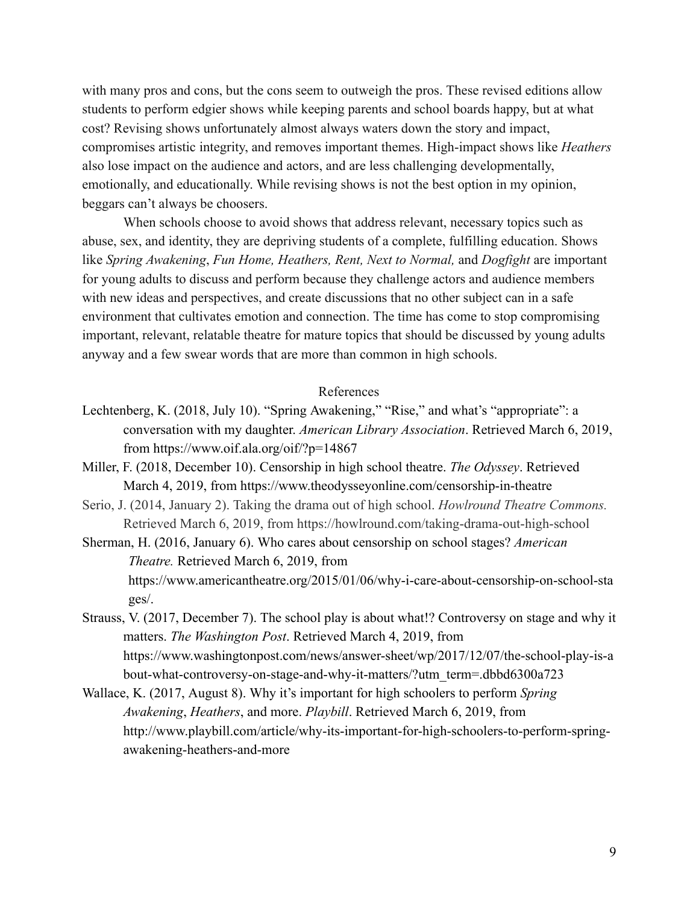with many pros and cons, but the cons seem to outweigh the pros. These revised editions allow students to perform edgier shows while keeping parents and school boards happy, but at what cost? Revising shows unfortunately almost always waters down the story and impact, compromises artistic integrity, and removes important themes. High-impact shows like *Heathers* also lose impact on the audience and actors, and are less challenging developmentally, emotionally, and educationally. While revising shows is not the best option in my opinion, beggars can't always be choosers.

When schools choose to avoid shows that address relevant, necessary topics such as abuse, sex, and identity, they are depriving students of a complete, fulfilling education. Shows like *Spring Awakening*, *Fun Home, Heathers, Rent, Next to Normal,* and *Dogfight* are important for young adults to discuss and perform because they challenge actors and audience members with new ideas and perspectives, and create discussions that no other subject can in a safe environment that cultivates emotion and connection. The time has come to stop compromising important, relevant, relatable theatre for mature topics that should be discussed by young adults anyway and a few swear words that are more than common in high schools.

## References

Lechtenberg, K. (2018, July 10). "Spring Awakening," "Rise," and what's "appropriate": a conversation with my daughter. *American Library Association*. Retrieved March 6, 2019, from https://www.oif.ala.org/oif/?p=14867

Miller, F. (2018, December 10). Censorship in high school theatre. *The Odyssey*. Retrieved March 4, 2019, from https://www.theodysseyonline.com/censorship-in-theatre

Serio, J. (2014, January 2). Taking the drama out of high school. *Howlround Theatre Commons.* Retrieved March 6, 2019, from https://howlround.com/taking-drama-out-high-school

Sherman, H. (2016, January 6). Who cares about censorship on school stages? *American Theatre.* Retrieved March 6, 2019, from https://www.americantheatre.org/2015/01/06/why-i-care-about-censorship-on-school-stages/.

Strauss, V. (2017, December 7). The school play is about what!? Controversy on stage and why it matters. *The Washington Post*. Retrieved March 4, 2019, from https://www.washingtonpost.com/news/answer-sheet/wp/2017/12/07/the-school-play-is-about-what-controversy-on-stage-and-why-it-matters/?utm_term=.dbbd6300a723

Wallace, K. (2017, August 8). Why it's important for high schoolers to perform *Spring Awakening*, *Heathers*, and more. *Playbill*. Retrieved March 6, 2019, from http://www.playbill.com/article/why-its-important-for-high-schoolers-to-perform-spring-awakening-heathers-and-more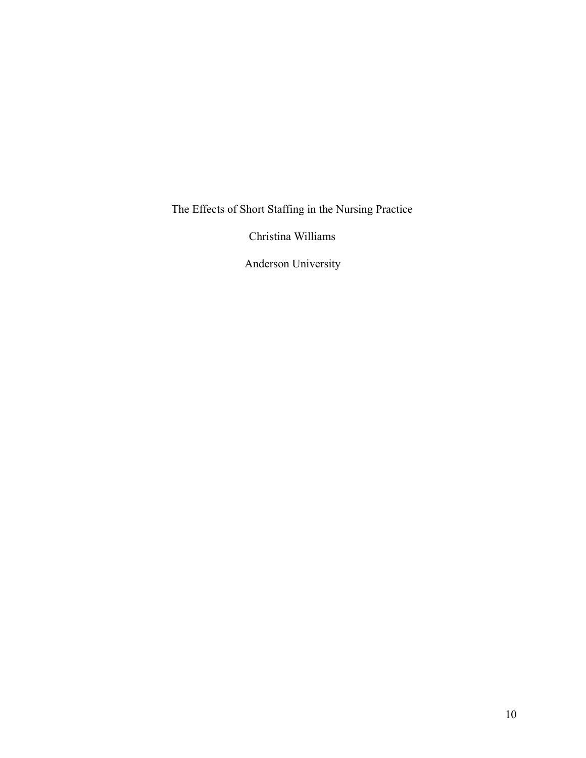The Effects of Short Staffing in the Nursing Practice

Christina Williams

Anderson University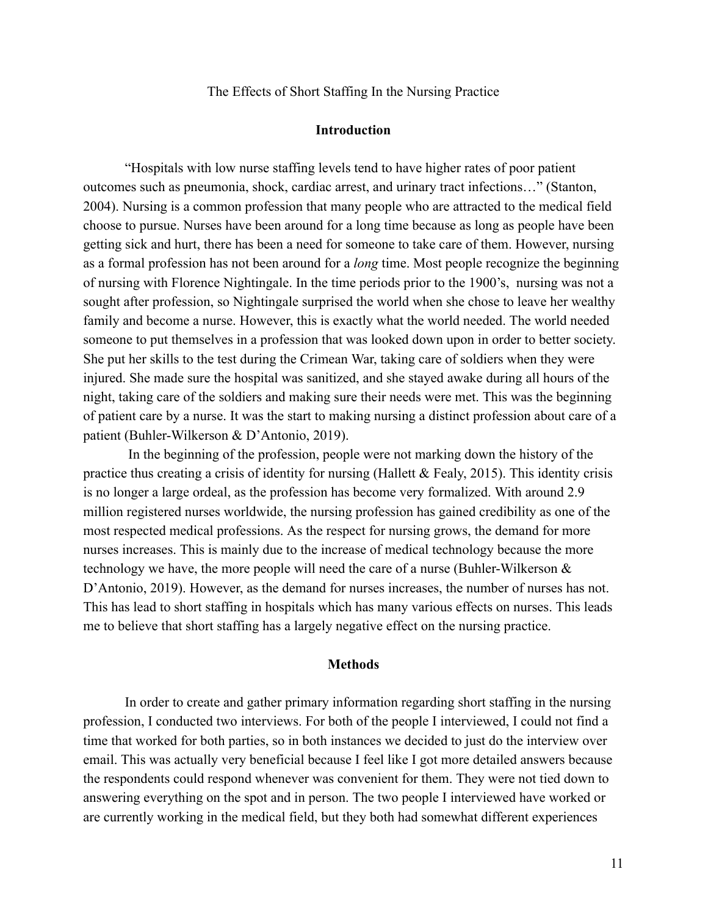The Effects of Short Staffing In the Nursing Practice

## Introduction

"Hospitals with low nurse staffing levels tend to have higher rates of poor patient outcomes such as pneumonia, shock, cardiac arrest, and urinary tract infections…" (Stanton, 2004). Nursing is a common profession that many people who are attracted to the medical field choose to pursue. Nurses have been around for a long time because as long as people have been getting sick and hurt, there has been a need for someone to take care of them. However, nursing as a formal profession has not been around for a *long* time. Most people recognize the beginning of nursing with Florence Nightingale. In the time periods prior to the 1900's, nursing was not a sought after profession, so Nightingale surprised the world when she chose to leave her wealthy family and become a nurse. However, this is exactly what the world needed. The world needed someone to put themselves in a profession that was looked down upon in order to better society. She put her skills to the test during the Crimean War, taking care of soldiers when they were injured. She made sure the hospital was sanitized, and she stayed awake during all hours of the night, taking care of the soldiers and making sure their needs were met. This was the beginning of patient care by a nurse. It was the start to making nursing a distinct profession about care of a patient (Buhler-Wilkerson & D'Antonio, 2019).

In the beginning of the profession, people were not marking down the history of the practice thus creating a crisis of identity for nursing (Hallett & Fealy, 2015). This identity crisis is no longer a large ordeal, as the profession has become very formalized. With around 2.9 million registered nurses worldwide, the nursing profession has gained credibility as one of the most respected medical professions. As the respect for nursing grows, the demand for more nurses increases. This is mainly due to the increase of medical technology because the more technology we have, the more people will need the care of a nurse (Buhler-Wilkerson & D'Antonio, 2019). However, as the demand for nurses increases, the number of nurses has not. This has lead to short staffing in hospitals which has many various effects on nurses. This leads me to believe that short staffing has a largely negative effect on the nursing practice.

## Methods

In order to create and gather primary information regarding short staffing in the nursing profession, I conducted two interviews. For both of the people I interviewed, I could not find a time that worked for both parties, so in both instances we decided to just do the interview over email. This was actually very beneficial because I feel like I got more detailed answers because the respondents could respond whenever was convenient for them. They were not tied down to answering everything on the spot and in person. The two people I interviewed have worked or are currently working in the medical field, but they both had somewhat different experiences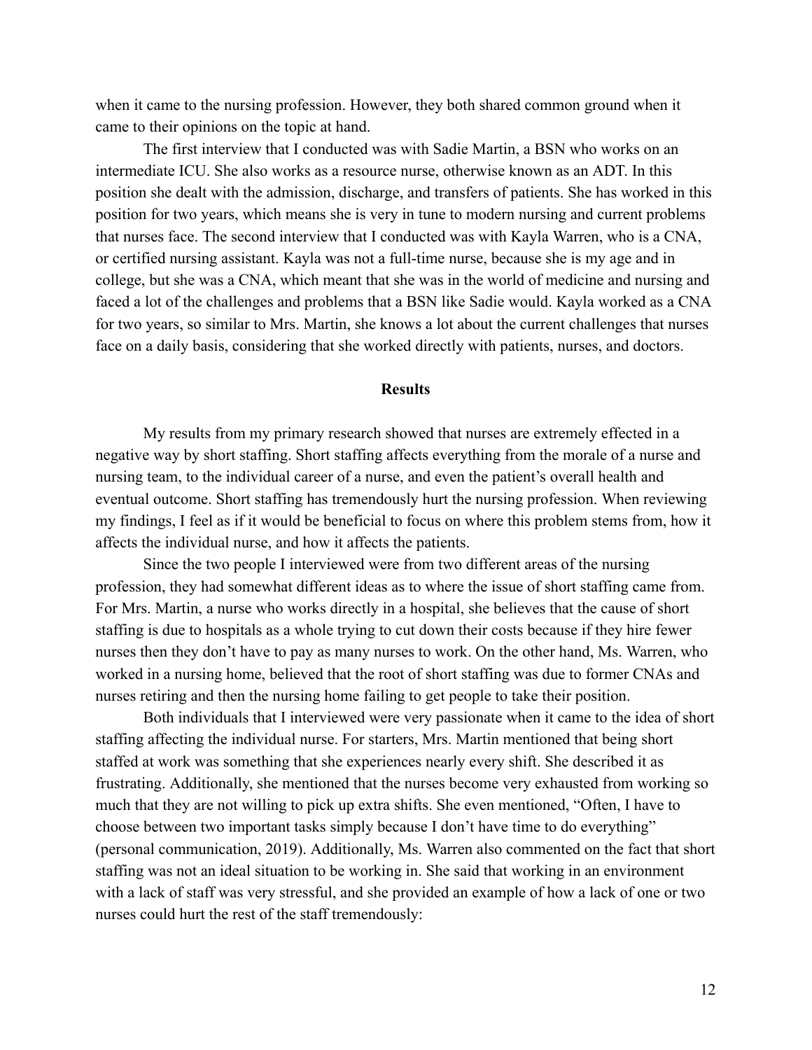when it came to the nursing profession. However, they both shared common ground when it came to their opinions on the topic at hand.

The first interview that I conducted was with Sadie Martin, a BSN who works on an intermediate ICU. She also works as a resource nurse, otherwise known as an ADT. In this position she dealt with the admission, discharge, and transfers of patients. She has worked in this position for two years, which means she is very in tune to modern nursing and current problems that nurses face. The second interview that I conducted was with Kayla Warren, who is a CNA, or certified nursing assistant. Kayla was not a full-time nurse, because she is my age and in college, but she was a CNA, which meant that she was in the world of medicine and nursing and faced a lot of the challenges and problems that a BSN like Sadie would. Kayla worked as a CNA for two years, so similar to Mrs. Martin, she knows a lot about the current challenges that nurses face on a daily basis, considering that she worked directly with patients, nurses, and doctors.

## Results

My results from my primary research showed that nurses are extremely effected in a negative way by short staffing. Short staffing affects everything from the morale of a nurse and nursing team, to the individual career of a nurse, and even the patient's overall health and eventual outcome. Short staffing has tremendously hurt the nursing profession. When reviewing my findings, I feel as if it would be beneficial to focus on where this problem stems from, how it affects the individual nurse, and how it affects the patients.

Since the two people I interviewed were from two different areas of the nursing profession, they had somewhat different ideas as to where the issue of short staffing came from. For Mrs. Martin, a nurse who works directly in a hospital, she believes that the cause of short staffing is due to hospitals as a whole trying to cut down their costs because if they hire fewer nurses then they don't have to pay as many nurses to work. On the other hand, Ms. Warren, who worked in a nursing home, believed that the root of short staffing was due to former CNAs and nurses retiring and then the nursing home failing to get people to take their position.

Both individuals that I interviewed were very passionate when it came to the idea of short staffing affecting the individual nurse. For starters, Mrs. Martin mentioned that being short staffed at work was something that she experiences nearly every shift. She described it as frustrating. Additionally, she mentioned that the nurses become very exhausted from working so much that they are not willing to pick up extra shifts. She even mentioned, "Often, I have to choose between two important tasks simply because I don't have time to do everything" (personal communication, 2019). Additionally, Ms. Warren also commented on the fact that short staffing was not an ideal situation to be working in. She said that working in an environment with a lack of staff was very stressful, and she provided an example of how a lack of one or two nurses could hurt the rest of the staff tremendously: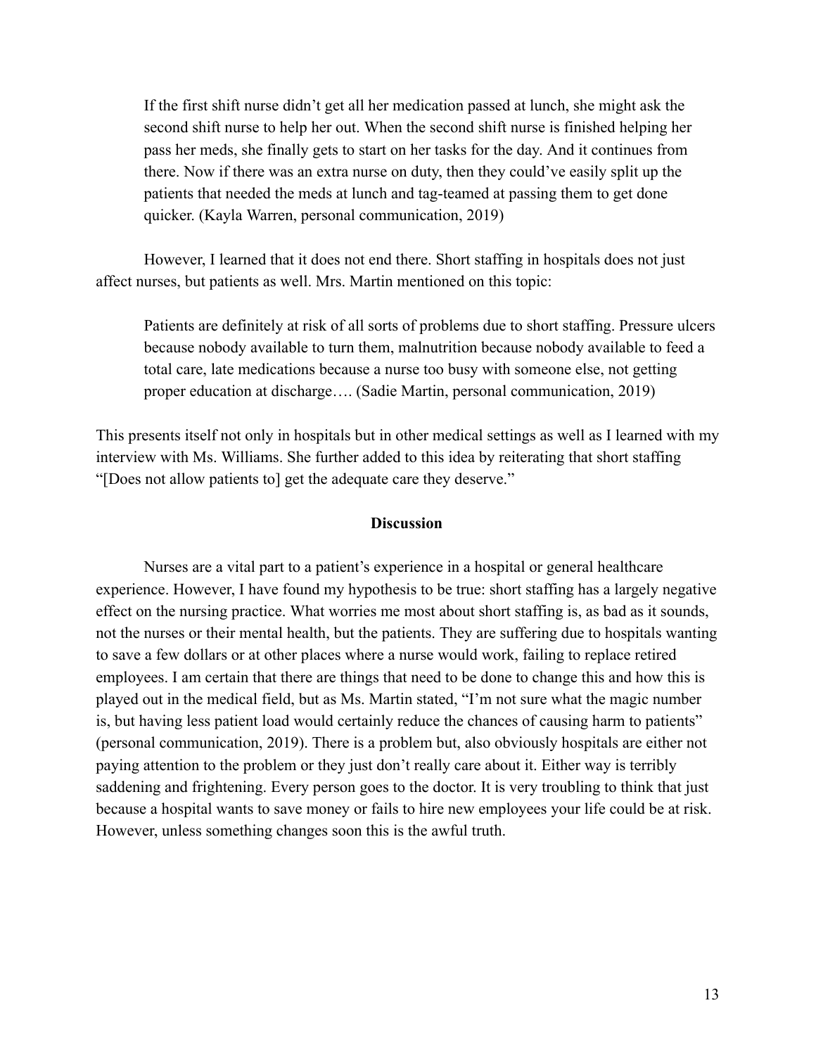> If the first shift nurse didn't get all her medication passed at lunch, she might ask the second shift nurse to help her out. When the second shift nurse is finished helping her pass her meds, she finally gets to start on her tasks for the day. And it continues from there. Now if there was an extra nurse on duty, then they could've easily split up the patients that needed the meds at lunch and tag-teamed at passing them to get done quicker. (Kayla Warren, personal communication, 2019)

However, I learned that it does not end there. Short staffing in hospitals does not just affect nurses, but patients as well. Mrs. Martin mentioned on this topic:

> Patients are definitely at risk of all sorts of problems due to short staffing. Pressure ulcers because nobody available to turn them, malnutrition because nobody available to feed a total care, late medications because a nurse too busy with someone else, not getting proper education at discharge…. (Sadie Martin, personal communication, 2019)

This presents itself not only in hospitals but in other medical settings as well as I learned with my interview with Ms. Williams. She further added to this idea by reiterating that short staffing "[Does not allow patients to] get the adequate care they deserve."

## Discussion

Nurses are a vital part to a patient's experience in a hospital or general healthcare experience. However, I have found my hypothesis to be true: short staffing has a largely negative effect on the nursing practice. What worries me most about short staffing is, as bad as it sounds, not the nurses or their mental health, but the patients. They are suffering due to hospitals wanting to save a few dollars or at other places where a nurse would work, failing to replace retired employees. I am certain that there are things that need to be done to change this and how this is played out in the medical field, but as Ms. Martin stated, "I'm not sure what the magic number is, but having less patient load would certainly reduce the chances of causing harm to patients" (personal communication, 2019). There is a problem but, also obviously hospitals are either not paying attention to the problem or they just don't really care about it. Either way is terribly saddening and frightening. Every person goes to the doctor. It is very troubling to think that just because a hospital wants to save money or fails to hire new employees your life could be at risk. However, unless something changes soon this is the awful truth.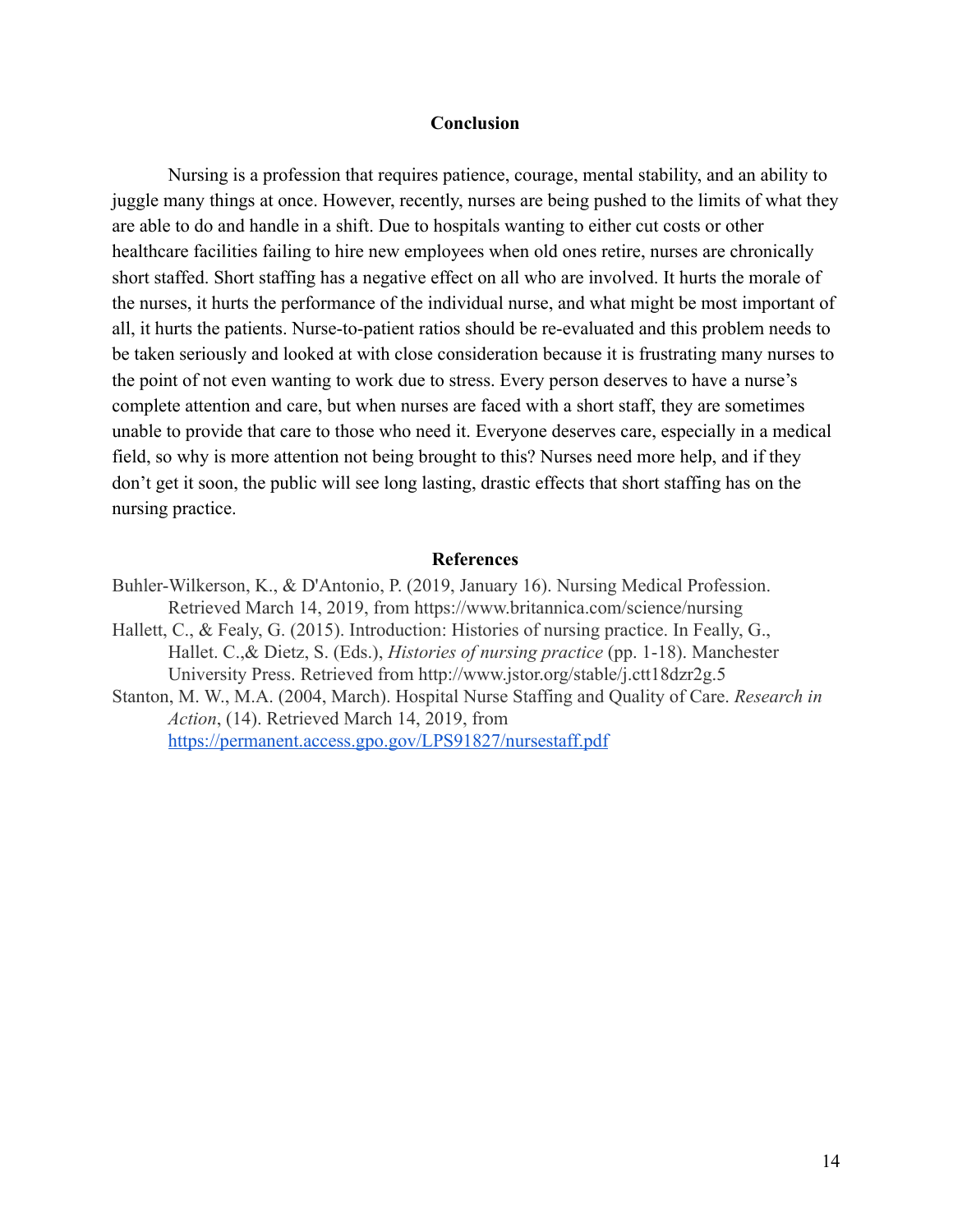## Conclusion

Nursing is a profession that requires patience, courage, mental stability, and an ability to juggle many things at once. However, recently, nurses are being pushed to the limits of what they are able to do and handle in a shift. Due to hospitals wanting to either cut costs or other healthcare facilities failing to hire new employees when old ones retire, nurses are chronically short staffed. Short staffing has a negative effect on all who are involved. It hurts the morale of the nurses, it hurts the performance of the individual nurse, and what might be most important of all, it hurts the patients. Nurse-to-patient ratios should be re-evaluated and this problem needs to be taken seriously and looked at with close consideration because it is frustrating many nurses to the point of not even wanting to work due to stress. Every person deserves to have a nurse's complete attention and care, but when nurses are faced with a short staff, they are sometimes unable to provide that care to those who need it. Everyone deserves care, especially in a medical field, so why is more attention not being brought to this? Nurses need more help, and if they don't get it soon, the public will see long lasting, drastic effects that short staffing has on the nursing practice.

## References

Buhler-Wilkerson, K., & D'Antonio, P. (2019, January 16). Nursing Medical Profession. Retrieved March 14, 2019, from https://www.britannica.com/science/nursing

Hallett, C., & Fealy, G. (2015). Introduction: Histories of nursing practice. In Feally, G., Hallet. C.,& Dietz, S. (Eds.), *Histories of nursing practice* (pp. 1-18). Manchester University Press. Retrieved from http://www.jstor.org/stable/j.ctt18dzr2g.5

Stanton, M. W., M.A. (2004, March). Hospital Nurse Staffing and Quality of Care. *Research in Action*, (14). Retrieved March 14, 2019, from https://permanent.access.gpo.gov/LPS91827/nursestaff.pdf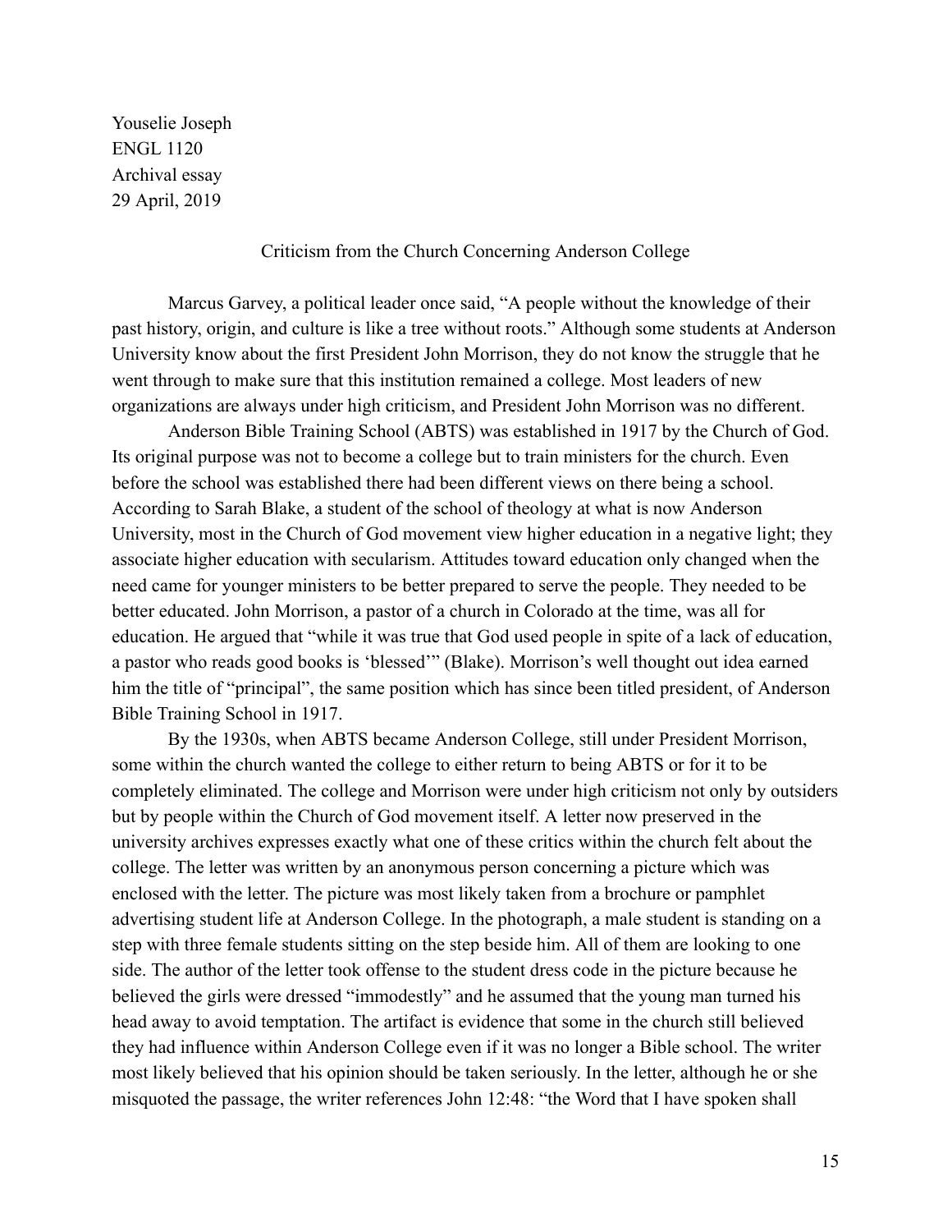Youselie Joseph
ENGL 1120
Archival essay
29 April, 2019

## Criticism from the Church Concerning Anderson College

Marcus Garvey, a political leader once said, "A people without the knowledge of their past history, origin, and culture is like a tree without roots." Although some students at Anderson University know about the first President John Morrison, they do not know the struggle that he went through to make sure that this institution remained a college. Most leaders of new organizations are always under high criticism, and President John Morrison was no different.

Anderson Bible Training School (ABTS) was established in 1917 by the Church of God. Its original purpose was not to become a college but to train ministers for the church. Even before the school was established there had been different views on there being a school. According to Sarah Blake, a student of the school of theology at what is now Anderson University, most in the Church of God movement view higher education in a negative light; they associate higher education with secularism. Attitudes toward education only changed when the need came for younger ministers to be better prepared to serve the people. They needed to be better educated. John Morrison, a pastor of a church in Colorado at the time, was all for education. He argued that "while it was true that God used people in spite of a lack of education, a pastor who reads good books is 'blessed'" (Blake). Morrison's well thought out idea earned him the title of "principal", the same position which has since been titled president, of Anderson Bible Training School in 1917.

By the 1930s, when ABTS became Anderson College, still under President Morrison, some within the church wanted the college to either return to being ABTS or for it to be completely eliminated. The college and Morrison were under high criticism not only by outsiders but by people within the Church of God movement itself. A letter now preserved in the university archives expresses exactly what one of these critics within the church felt about the college. The letter was written by an anonymous person concerning a picture which was enclosed with the letter. The picture was most likely taken from a brochure or pamphlet advertising student life at Anderson College. In the photograph, a male student is standing on a step with three female students sitting on the step beside him. All of them are looking to one side. The author of the letter took offense to the student dress code in the picture because he believed the girls were dressed "immodestly" and he assumed that the young man turned his head away to avoid temptation. The artifact is evidence that some in the church still believed they had influence within Anderson College even if it was no longer a Bible school. The writer most likely believed that his opinion should be taken seriously. In the letter, although he or she misquoted the passage, the writer references John 12:48: "the Word that I have spoken shall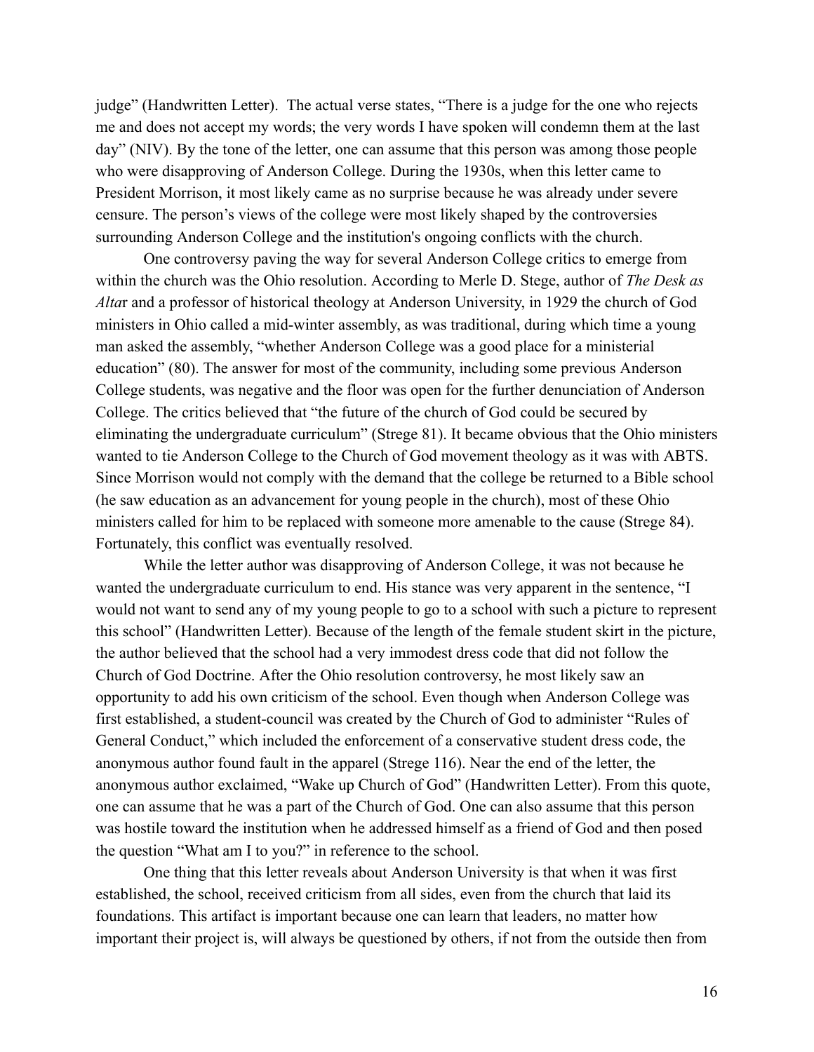judge" (Handwritten Letter). The actual verse states, "There is a judge for the one who rejects me and does not accept my words; the very words I have spoken will condemn them at the last day" (NIV). By the tone of the letter, one can assume that this person was among those people who were disapproving of Anderson College. During the 1930s, when this letter came to President Morrison, it most likely came as no surprise because he was already under severe censure. The person's views of the college were most likely shaped by the controversies surrounding Anderson College and the institution's ongoing conflicts with the church.

One controversy paving the way for several Anderson College critics to emerge from within the church was the Ohio resolution. According to Merle D. Stege, author of *The Desk as Alta*r and a professor of historical theology at Anderson University, in 1929 the church of God ministers in Ohio called a mid-winter assembly, as was traditional, during which time a young man asked the assembly, "whether Anderson College was a good place for a ministerial education" (80). The answer for most of the community, including some previous Anderson College students, was negative and the floor was open for the further denunciation of Anderson College. The critics believed that "the future of the church of God could be secured by eliminating the undergraduate curriculum" (Strege 81). It became obvious that the Ohio ministers wanted to tie Anderson College to the Church of God movement theology as it was with ABTS. Since Morrison would not comply with the demand that the college be returned to a Bible school (he saw education as an advancement for young people in the church), most of these Ohio ministers called for him to be replaced with someone more amenable to the cause (Strege 84). Fortunately, this conflict was eventually resolved.

While the letter author was disapproving of Anderson College, it was not because he wanted the undergraduate curriculum to end. His stance was very apparent in the sentence, "I would not want to send any of my young people to go to a school with such a picture to represent this school" (Handwritten Letter). Because of the length of the female student skirt in the picture, the author believed that the school had a very immodest dress code that did not follow the Church of God Doctrine. After the Ohio resolution controversy, he most likely saw an opportunity to add his own criticism of the school. Even though when Anderson College was first established, a student-council was created by the Church of God to administer "Rules of General Conduct," which included the enforcement of a conservative student dress code, the anonymous author found fault in the apparel (Strege 116). Near the end of the letter, the anonymous author exclaimed, "Wake up Church of God" (Handwritten Letter). From this quote, one can assume that he was a part of the Church of God. One can also assume that this person was hostile toward the institution when he addressed himself as a friend of God and then posed the question "What am I to you?" in reference to the school.

One thing that this letter reveals about Anderson University is that when it was first established, the school, received criticism from all sides, even from the church that laid its foundations. This artifact is important because one can learn that leaders, no matter how important their project is, will always be questioned by others, if not from the outside then from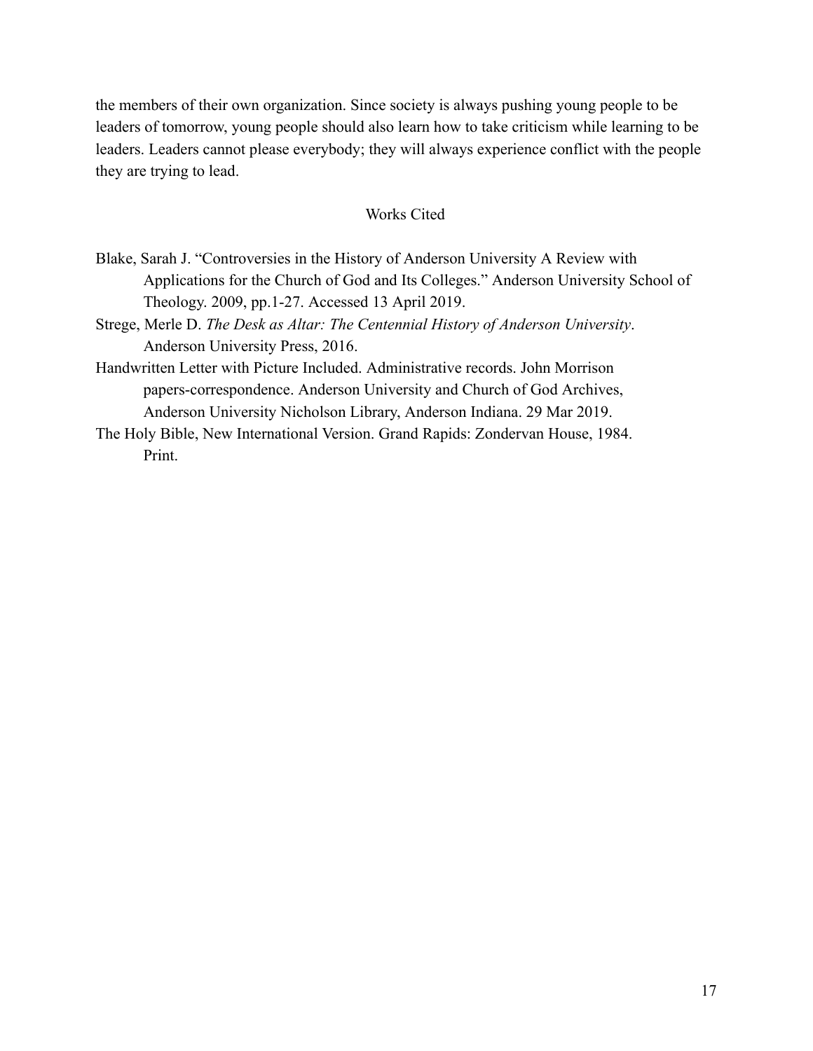the members of their own organization. Since society is always pushing young people to be leaders of tomorrow, young people should also learn how to take criticism while learning to be leaders. Leaders cannot please everybody; they will always experience conflict with the people they are trying to lead.

## Works Cited

Blake, Sarah J. "Controversies in the History of Anderson University A Review with Applications for the Church of God and Its Colleges." Anderson University School of Theology. 2009, pp.1-27. Accessed 13 April 2019.

Strege, Merle D. *The Desk as Altar: The Centennial History of Anderson University*. Anderson University Press, 2016.

Handwritten Letter with Picture Included. Administrative records. John Morrison papers-correspondence. Anderson University and Church of God Archives, Anderson University Nicholson Library, Anderson Indiana. 29 Mar 2019.

The Holy Bible, New International Version. Grand Rapids: Zondervan House, 1984. Print.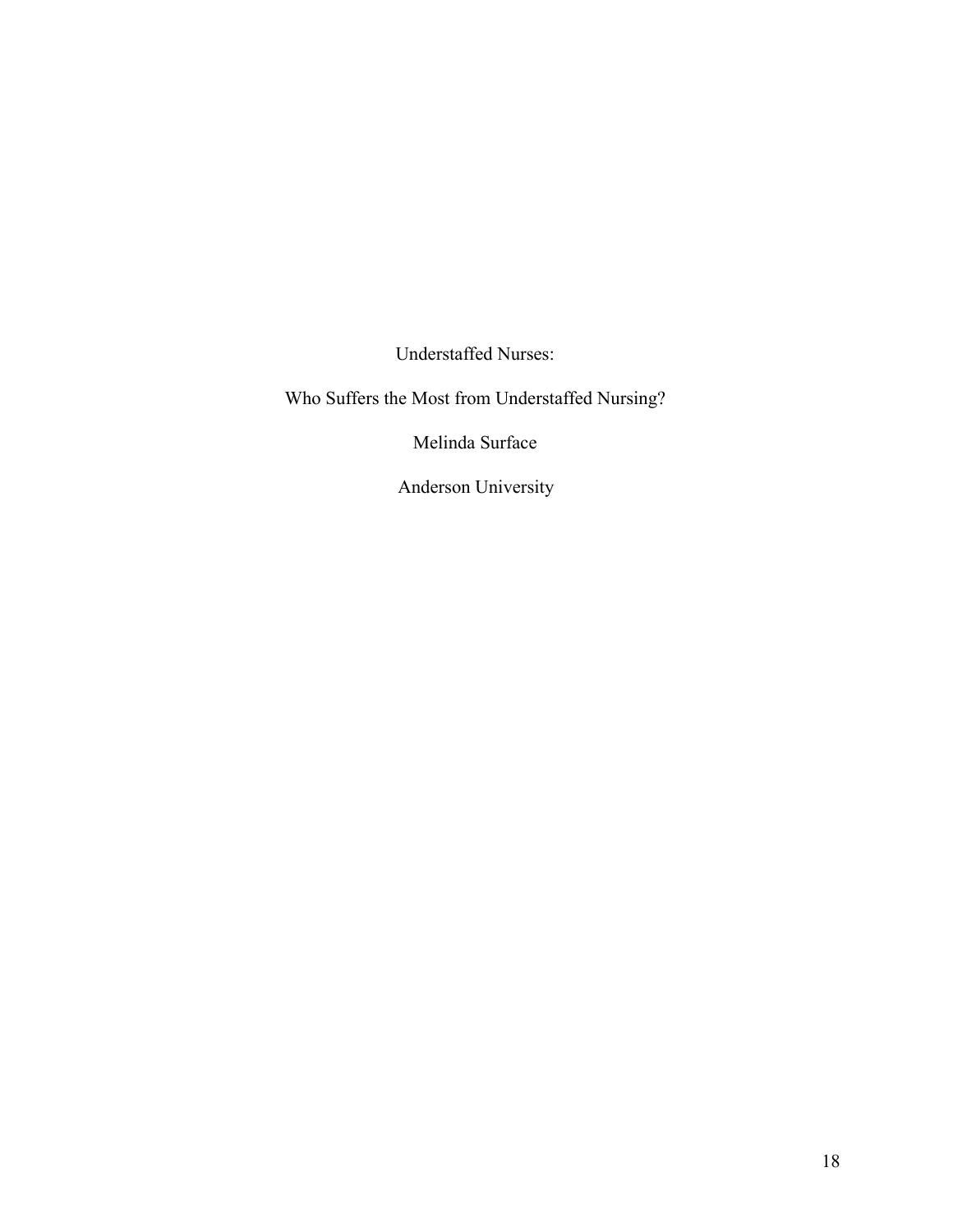Understaffed Nurses:

Who Suffers the Most from Understaffed Nursing?

Melinda Surface

Anderson University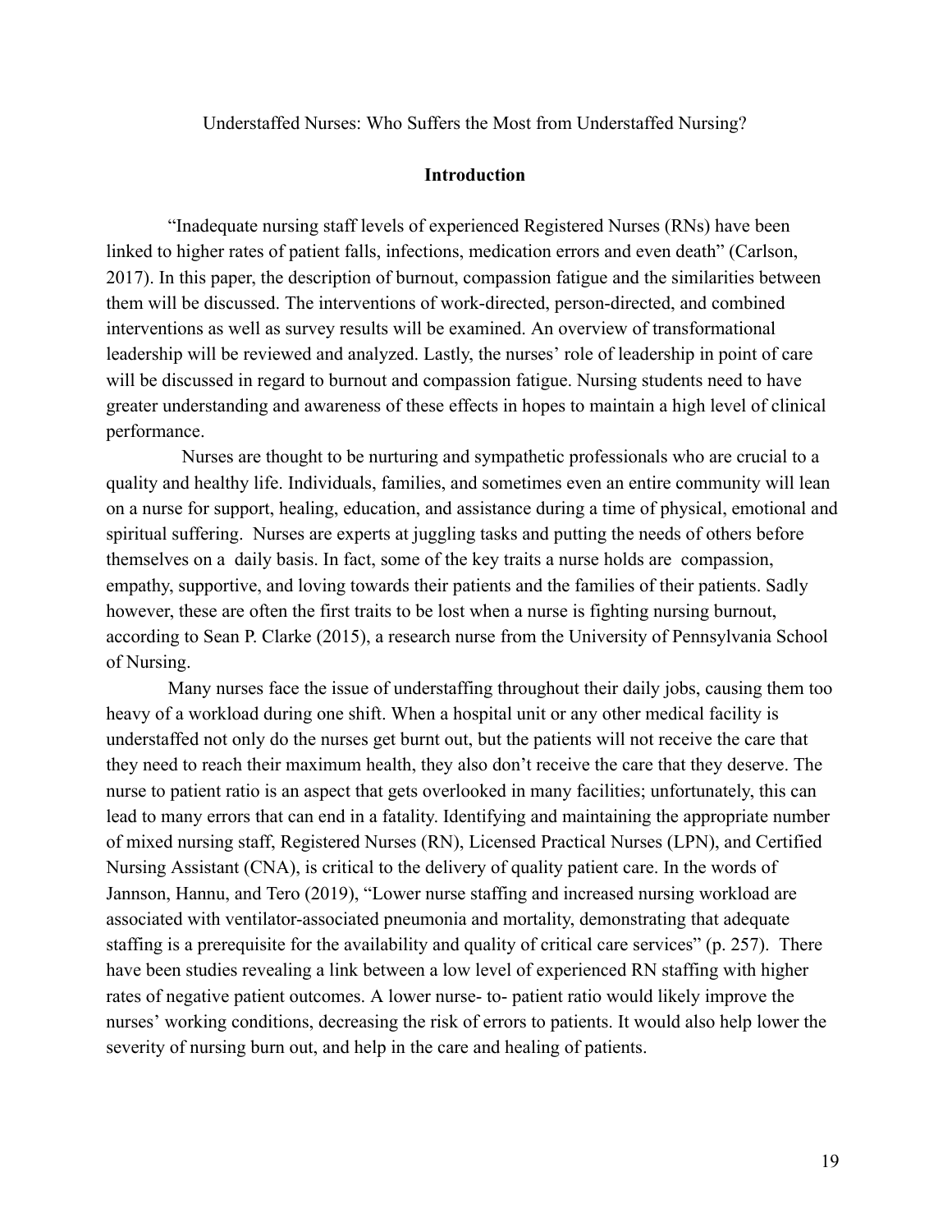Understaffed Nurses: Who Suffers the Most from Understaffed Nursing?

## Introduction

"Inadequate nursing staff levels of experienced Registered Nurses (RNs) have been linked to higher rates of patient falls, infections, medication errors and even death" (Carlson, 2017). In this paper, the description of burnout, compassion fatigue and the similarities between them will be discussed. The interventions of work-directed, person-directed, and combined interventions as well as survey results will be examined. An overview of transformational leadership will be reviewed and analyzed. Lastly, the nurses' role of leadership in point of care will be discussed in regard to burnout and compassion fatigue. Nursing students need to have greater understanding and awareness of these effects in hopes to maintain a high level of clinical performance.

Nurses are thought to be nurturing and sympathetic professionals who are crucial to a quality and healthy life. Individuals, families, and sometimes even an entire community will lean on a nurse for support, healing, education, and assistance during a time of physical, emotional and spiritual suffering. Nurses are experts at juggling tasks and putting the needs of others before themselves on a daily basis. In fact, some of the key traits a nurse holds are compassion, empathy, supportive, and loving towards their patients and the families of their patients. Sadly however, these are often the first traits to be lost when a nurse is fighting nursing burnout, according to Sean P. Clarke (2015), a research nurse from the University of Pennsylvania School of Nursing.

Many nurses face the issue of understaffing throughout their daily jobs, causing them too heavy of a workload during one shift. When a hospital unit or any other medical facility is understaffed not only do the nurses get burnt out, but the patients will not receive the care that they need to reach their maximum health, they also don't receive the care that they deserve. The nurse to patient ratio is an aspect that gets overlooked in many facilities; unfortunately, this can lead to many errors that can end in a fatality. Identifying and maintaining the appropriate number of mixed nursing staff, Registered Nurses (RN), Licensed Practical Nurses (LPN), and Certified Nursing Assistant (CNA), is critical to the delivery of quality patient care. In the words of Jannson, Hannu, and Tero (2019), "Lower nurse staffing and increased nursing workload are associated with ventilator-associated pneumonia and mortality, demonstrating that adequate staffing is a prerequisite for the availability and quality of critical care services" (p. 257). There have been studies revealing a link between a low level of experienced RN staffing with higher rates of negative patient outcomes. A lower nurse- to- patient ratio would likely improve the nurses' working conditions, decreasing the risk of errors to patients. It would also help lower the severity of nursing burn out, and help in the care and healing of patients.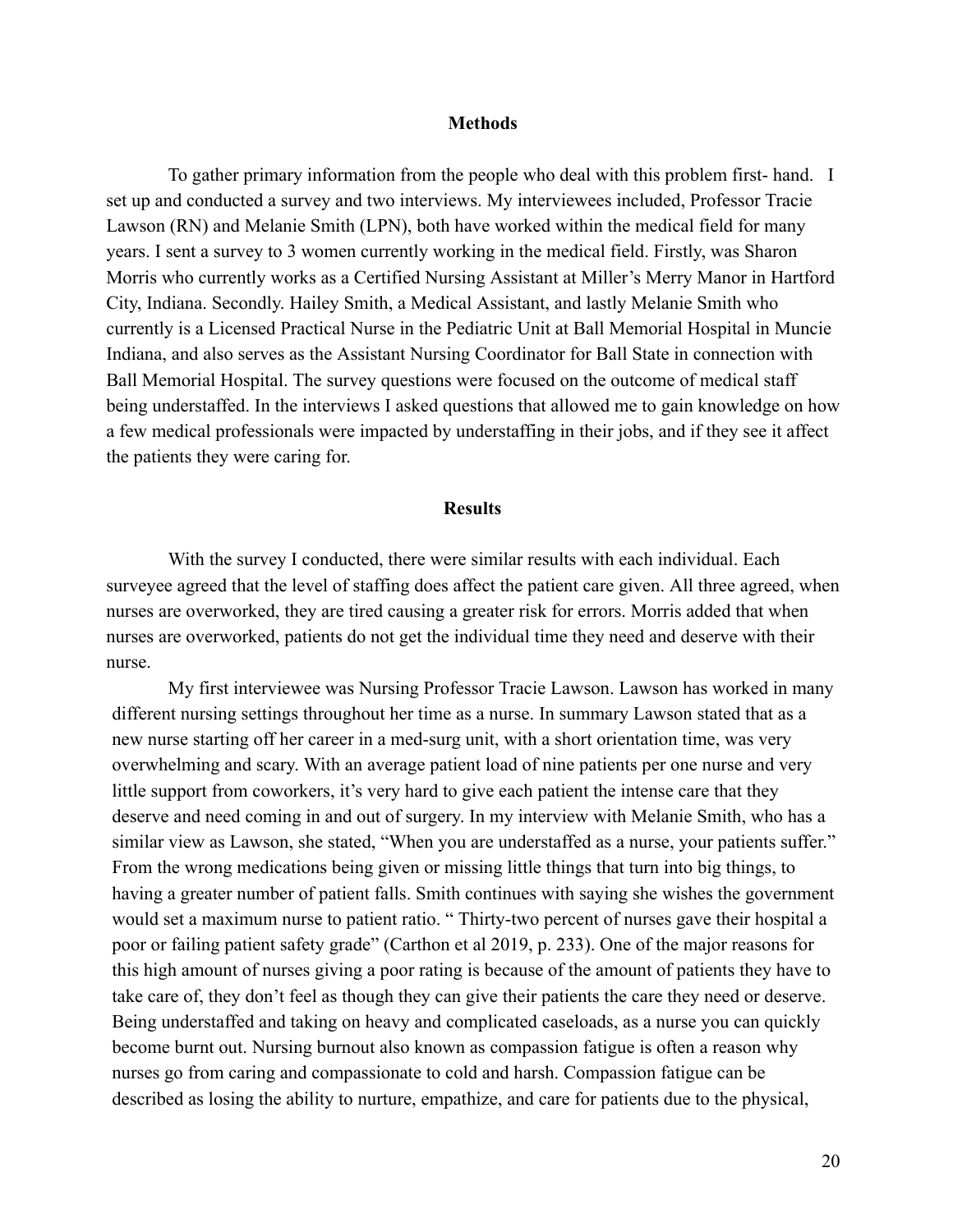## Methods

To gather primary information from the people who deal with this problem first- hand. I set up and conducted a survey and two interviews. My interviewees included, Professor Tracie Lawson (RN) and Melanie Smith (LPN), both have worked within the medical field for many years. I sent a survey to 3 women currently working in the medical field. Firstly, was Sharon Morris who currently works as a Certified Nursing Assistant at Miller's Merry Manor in Hartford City, Indiana. Secondly. Hailey Smith, a Medical Assistant, and lastly Melanie Smith who currently is a Licensed Practical Nurse in the Pediatric Unit at Ball Memorial Hospital in Muncie Indiana, and also serves as the Assistant Nursing Coordinator for Ball State in connection with Ball Memorial Hospital. The survey questions were focused on the outcome of medical staff being understaffed. In the interviews I asked questions that allowed me to gain knowledge on how a few medical professionals were impacted by understaffing in their jobs, and if they see it affect the patients they were caring for.

## Results

With the survey I conducted, there were similar results with each individual. Each surveyee agreed that the level of staffing does affect the patient care given. All three agreed, when nurses are overworked, they are tired causing a greater risk for errors. Morris added that when nurses are overworked, patients do not get the individual time they need and deserve with their nurse.

My first interviewee was Nursing Professor Tracie Lawson. Lawson has worked in many different nursing settings throughout her time as a nurse. In summary Lawson stated that as a new nurse starting off her career in a med-surg unit, with a short orientation time, was very overwhelming and scary. With an average patient load of nine patients per one nurse and very little support from coworkers, it's very hard to give each patient the intense care that they deserve and need coming in and out of surgery. In my interview with Melanie Smith, who has a similar view as Lawson, she stated, "When you are understaffed as a nurse, your patients suffer." From the wrong medications being given or missing little things that turn into big things, to having a greater number of patient falls. Smith continues with saying she wishes the government would set a maximum nurse to patient ratio. " Thirty-two percent of nurses gave their hospital a poor or failing patient safety grade" (Carthon et al 2019, p. 233). One of the major reasons for this high amount of nurses giving a poor rating is because of the amount of patients they have to take care of, they don't feel as though they can give their patients the care they need or deserve. Being understaffed and taking on heavy and complicated caseloads, as a nurse you can quickly become burnt out. Nursing burnout also known as compassion fatigue is often a reason why nurses go from caring and compassionate to cold and harsh. Compassion fatigue can be described as losing the ability to nurture, empathize, and care for patients due to the physical,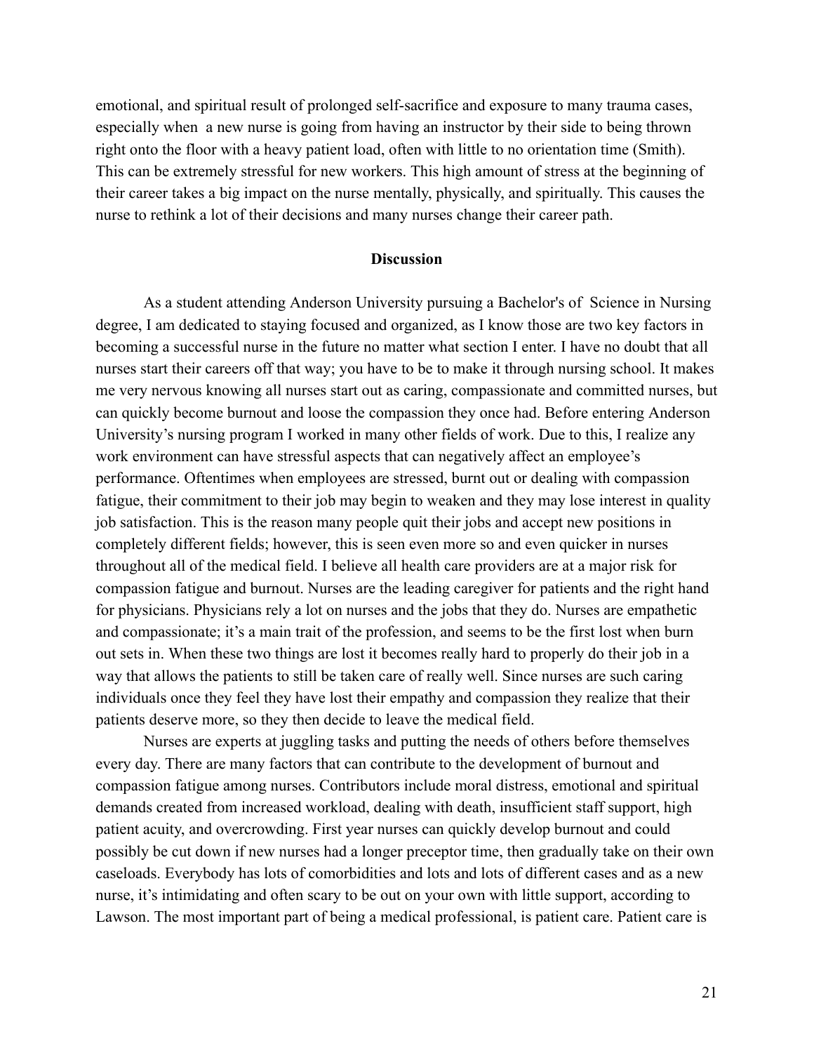emotional, and spiritual result of prolonged self-sacrifice and exposure to many trauma cases, especially when a new nurse is going from having an instructor by their side to being thrown right onto the floor with a heavy patient load, often with little to no orientation time (Smith). This can be extremely stressful for new workers. This high amount of stress at the beginning of their career takes a big impact on the nurse mentally, physically, and spiritually. This causes the nurse to rethink a lot of their decisions and many nurses change their career path.

## Discussion

As a student attending Anderson University pursuing a Bachelor's of Science in Nursing degree, I am dedicated to staying focused and organized, as I know those are two key factors in becoming a successful nurse in the future no matter what section I enter. I have no doubt that all nurses start their careers off that way; you have to be to make it through nursing school. It makes me very nervous knowing all nurses start out as caring, compassionate and committed nurses, but can quickly become burnout and loose the compassion they once had. Before entering Anderson University's nursing program I worked in many other fields of work. Due to this, I realize any work environment can have stressful aspects that can negatively affect an employee's performance. Oftentimes when employees are stressed, burnt out or dealing with compassion fatigue, their commitment to their job may begin to weaken and they may lose interest in quality job satisfaction. This is the reason many people quit their jobs and accept new positions in completely different fields; however, this is seen even more so and even quicker in nurses throughout all of the medical field. I believe all health care providers are at a major risk for compassion fatigue and burnout. Nurses are the leading caregiver for patients and the right hand for physicians. Physicians rely a lot on nurses and the jobs that they do. Nurses are empathetic and compassionate; it's a main trait of the profession, and seems to be the first lost when burn out sets in. When these two things are lost it becomes really hard to properly do their job in a way that allows the patients to still be taken care of really well. Since nurses are such caring individuals once they feel they have lost their empathy and compassion they realize that their patients deserve more, so they then decide to leave the medical field.

Nurses are experts at juggling tasks and putting the needs of others before themselves every day. There are many factors that can contribute to the development of burnout and compassion fatigue among nurses. Contributors include moral distress, emotional and spiritual demands created from increased workload, dealing with death, insufficient staff support, high patient acuity, and overcrowding. First year nurses can quickly develop burnout and could possibly be cut down if new nurses had a longer preceptor time, then gradually take on their own caseloads. Everybody has lots of comorbidities and lots and lots of different cases and as a new nurse, it's intimidating and often scary to be out on your own with little support, according to Lawson. The most important part of being a medical professional, is patient care. Patient care is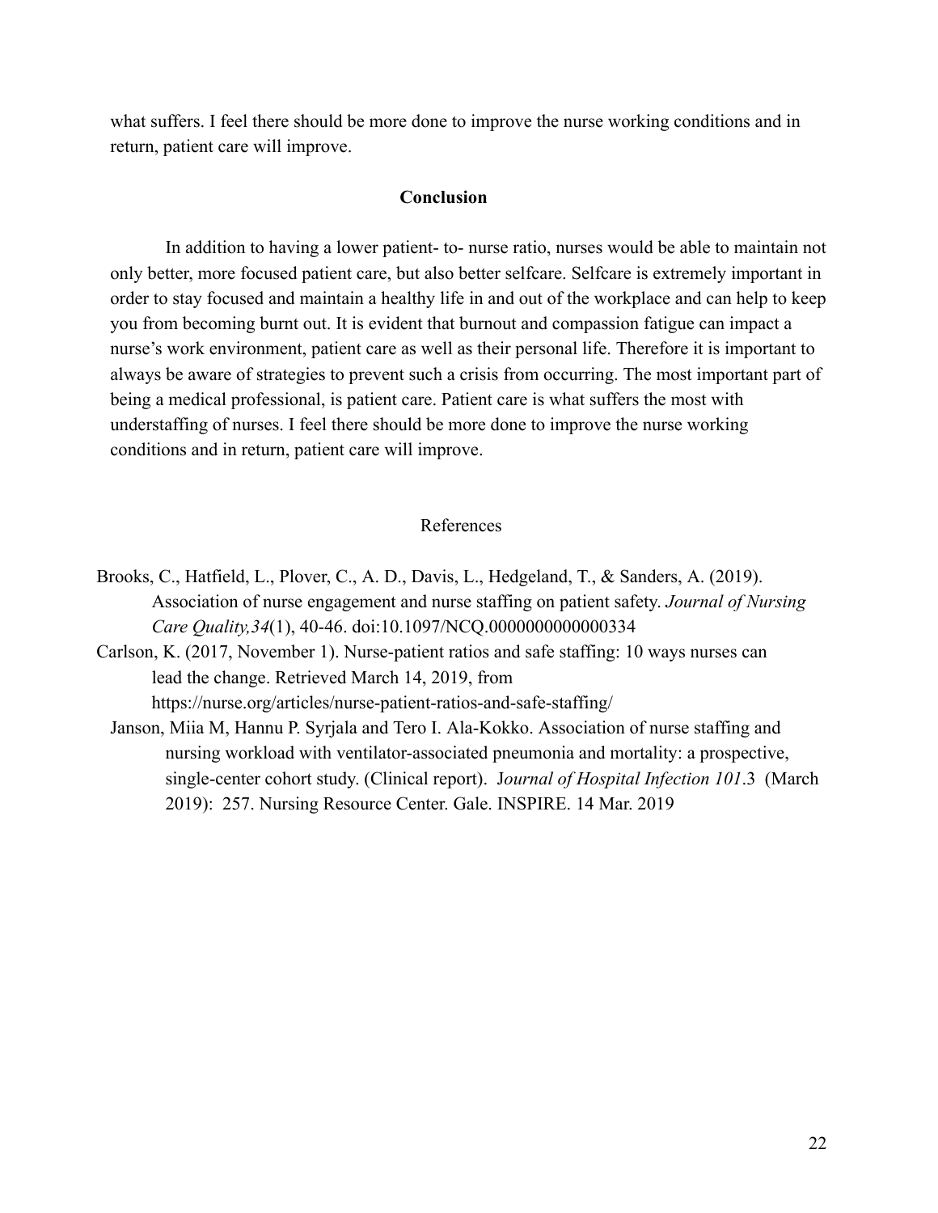what suffers. I feel there should be more done to improve the nurse working conditions and in return, patient care will improve.

## Conclusion

In addition to having a lower patient- to- nurse ratio, nurses would be able to maintain not only better, more focused patient care, but also better selfcare. Selfcare is extremely important in order to stay focused and maintain a healthy life in and out of the workplace and can help to keep you from becoming burnt out. It is evident that burnout and compassion fatigue can impact a nurse's work environment, patient care as well as their personal life. Therefore it is important to always be aware of strategies to prevent such a crisis from occurring. The most important part of being a medical professional, is patient care. Patient care is what suffers the most with understaffing of nurses. I feel there should be more done to improve the nurse working conditions and in return, patient care will improve.

## References

Brooks, C., Hatfield, L., Plover, C., A. D., Davis, L., Hedgeland, T., & Sanders, A. (2019). Association of nurse engagement and nurse staffing on patient safety. *Journal of Nursing Care Quality,34*(1), 40-46. doi:10.1097/NCQ.0000000000000334

Carlson, K. (2017, November 1). Nurse-patient ratios and safe staffing: 10 ways nurses can lead the change. Retrieved March 14, 2019, from https://nurse.org/articles/nurse-patient-ratios-and-safe-staffing/

Janson, Miia M, Hannu P. Syrjala and Tero I. Ala-Kokko. Association of nurse staffing and nursing workload with ventilator-associated pneumonia and mortality: a prospective, single-center cohort study. (Clinical report). J*ournal of Hospital Infection 101*.3 (March 2019): 257. Nursing Resource Center. Gale. INSPIRE. 14 Mar. 2019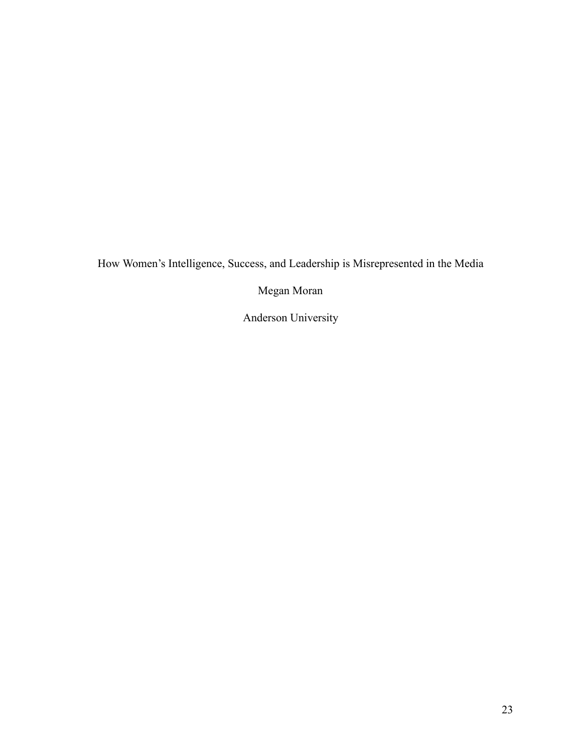How Women's Intelligence, Success, and Leadership is Misrepresented in the Media

Megan Moran

Anderson University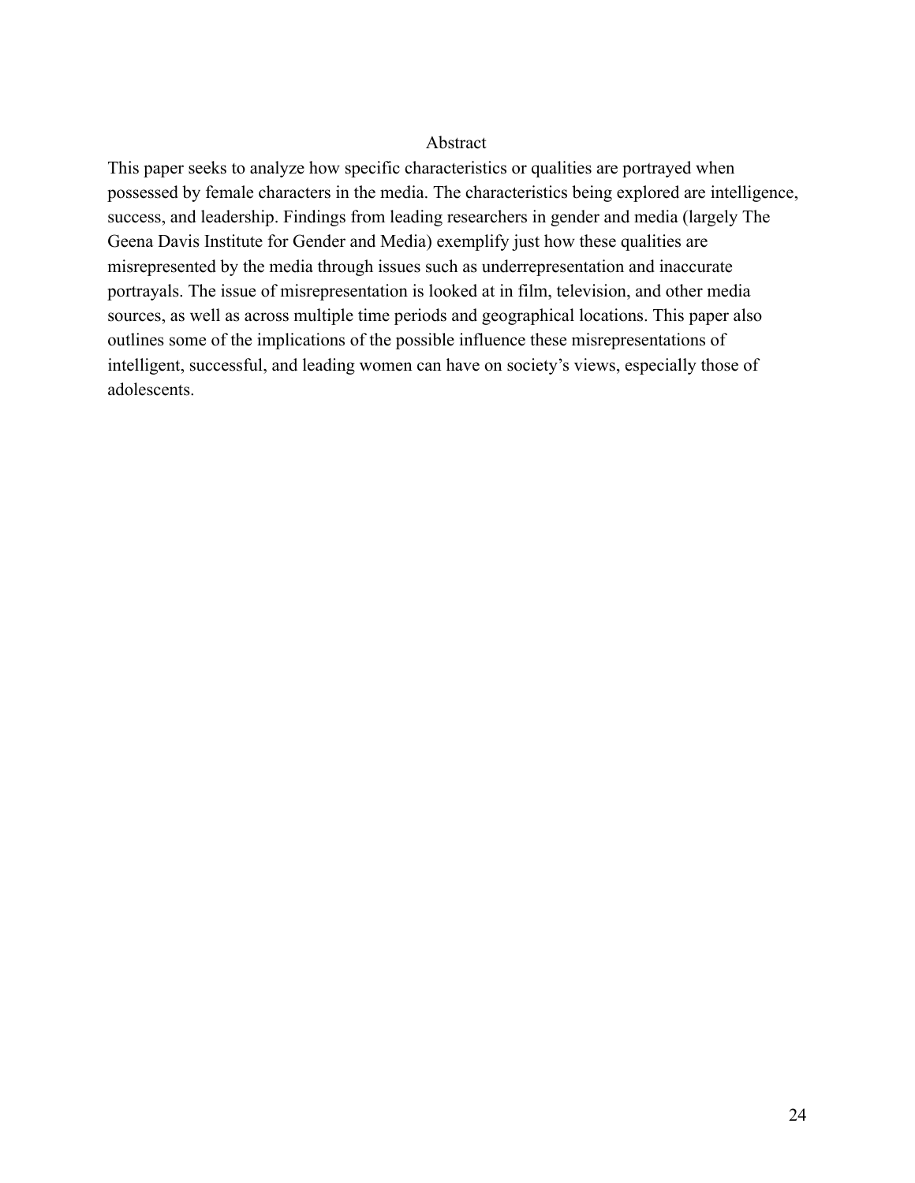## Abstract

This paper seeks to analyze how specific characteristics or qualities are portrayed when possessed by female characters in the media. The characteristics being explored are intelligence, success, and leadership. Findings from leading researchers in gender and media (largely The Geena Davis Institute for Gender and Media) exemplify just how these qualities are misrepresented by the media through issues such as underrepresentation and inaccurate portrayals. The issue of misrepresentation is looked at in film, television, and other media sources, as well as across multiple time periods and geographical locations. This paper also outlines some of the implications of the possible influence these misrepresentations of intelligent, successful, and leading women can have on society's views, especially those of adolescents.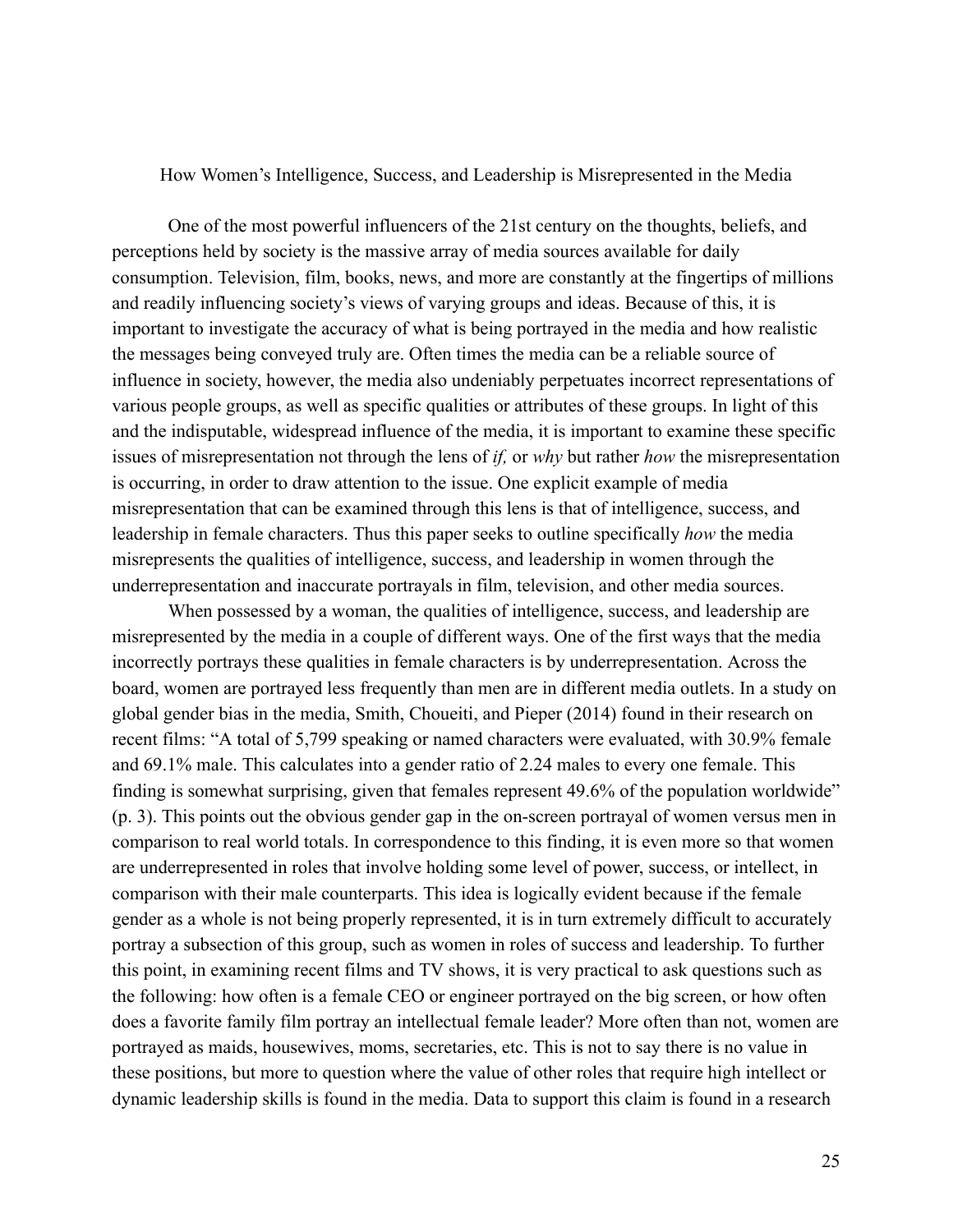# How Women's Intelligence, Success, and Leadership is Misrepresented in the Media

One of the most powerful influencers of the 21st century on the thoughts, beliefs, and perceptions held by society is the massive array of media sources available for daily consumption. Television, film, books, news, and more are constantly at the fingertips of millions and readily influencing society's views of varying groups and ideas. Because of this, it is important to investigate the accuracy of what is being portrayed in the media and how realistic the messages being conveyed truly are. Often times the media can be a reliable source of influence in society, however, the media also undeniably perpetuates incorrect representations of various people groups, as well as specific qualities or attributes of these groups. In light of this and the indisputable, widespread influence of the media, it is important to examine these specific issues of misrepresentation not through the lens of *if,* or *why* but rather *how* the misrepresentation is occurring, in order to draw attention to the issue. One explicit example of media misrepresentation that can be examined through this lens is that of intelligence, success, and leadership in female characters. Thus this paper seeks to outline specifically *how* the media misrepresents the qualities of intelligence, success, and leadership in women through the underrepresentation and inaccurate portrayals in film, television, and other media sources.

When possessed by a woman, the qualities of intelligence, success, and leadership are misrepresented by the media in a couple of different ways. One of the first ways that the media incorrectly portrays these qualities in female characters is by underrepresentation. Across the board, women are portrayed less frequently than men are in different media outlets. In a study on global gender bias in the media, Smith, Choueiti, and Pieper (2014) found in their research on recent films: "A total of 5,799 speaking or named characters were evaluated, with 30.9% female and 69.1% male. This calculates into a gender ratio of 2.24 males to every one female. This finding is somewhat surprising, given that females represent 49.6% of the population worldwide" (p. 3). This points out the obvious gender gap in the on-screen portrayal of women versus men in comparison to real world totals. In correspondence to this finding, it is even more so that women are underrepresented in roles that involve holding some level of power, success, or intellect, in comparison with their male counterparts. This idea is logically evident because if the female gender as a whole is not being properly represented, it is in turn extremely difficult to accurately portray a subsection of this group, such as women in roles of success and leadership. To further this point, in examining recent films and TV shows, it is very practical to ask questions such as the following: how often is a female CEO or engineer portrayed on the big screen, or how often does a favorite family film portray an intellectual female leader? More often than not, women are portrayed as maids, housewives, moms, secretaries, etc. This is not to say there is no value in these positions, but more to question where the value of other roles that require high intellect or dynamic leadership skills is found in the media. Data to support this claim is found in a research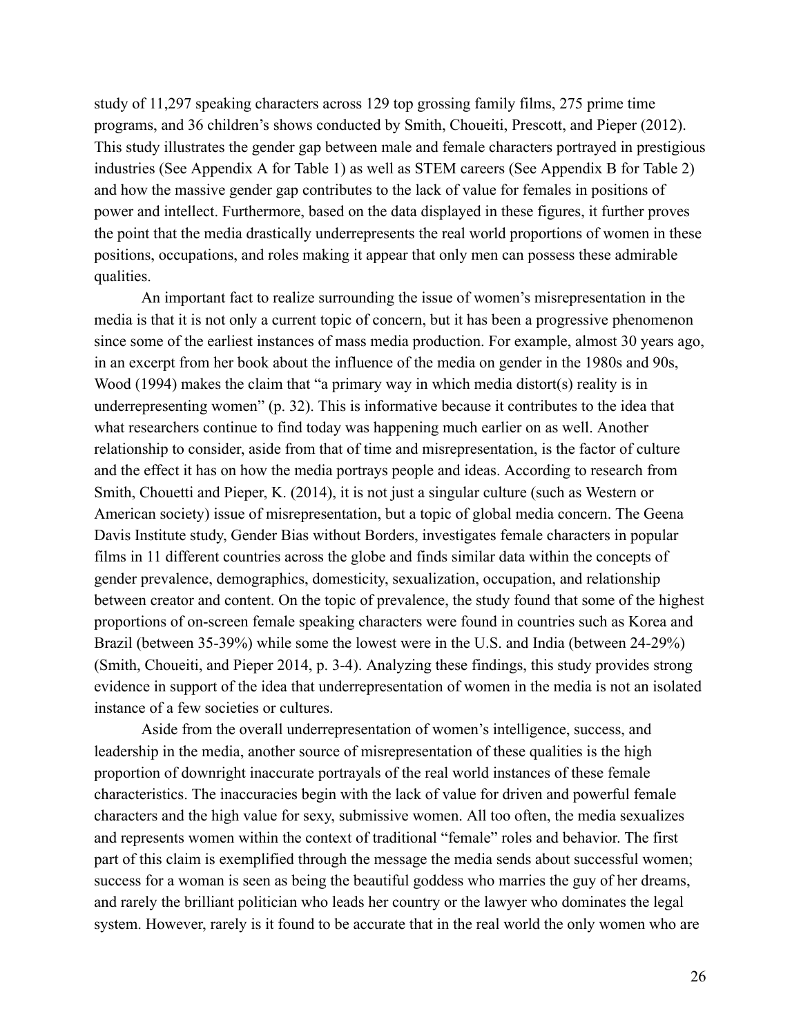study of 11,297 speaking characters across 129 top grossing family films, 275 prime time programs, and 36 children's shows conducted by Smith, Choueiti, Prescott, and Pieper (2012). This study illustrates the gender gap between male and female characters portrayed in prestigious industries (See Appendix A for Table 1) as well as STEM careers (See Appendix B for Table 2) and how the massive gender gap contributes to the lack of value for females in positions of power and intellect. Furthermore, based on the data displayed in these figures, it further proves the point that the media drastically underrepresents the real world proportions of women in these positions, occupations, and roles making it appear that only men can possess these admirable qualities.

An important fact to realize surrounding the issue of women's misrepresentation in the media is that it is not only a current topic of concern, but it has been a progressive phenomenon since some of the earliest instances of mass media production. For example, almost 30 years ago, in an excerpt from her book about the influence of the media on gender in the 1980s and 90s, Wood (1994) makes the claim that "a primary way in which media distort(s) reality is in underrepresenting women" (p. 32). This is informative because it contributes to the idea that what researchers continue to find today was happening much earlier on as well. Another relationship to consider, aside from that of time and misrepresentation, is the factor of culture and the effect it has on how the media portrays people and ideas. According to research from Smith, Chouetti and Pieper, K. (2014), it is not just a singular culture (such as Western or American society) issue of misrepresentation, but a topic of global media concern. The Geena Davis Institute study, Gender Bias without Borders, investigates female characters in popular films in 11 different countries across the globe and finds similar data within the concepts of gender prevalence, demographics, domesticity, sexualization, occupation, and relationship between creator and content. On the topic of prevalence, the study found that some of the highest proportions of on-screen female speaking characters were found in countries such as Korea and Brazil (between 35-39%) while some the lowest were in the U.S. and India (between 24-29%) (Smith, Choueiti, and Pieper 2014, p. 3-4). Analyzing these findings, this study provides strong evidence in support of the idea that underrepresentation of women in the media is not an isolated instance of a few societies or cultures.

Aside from the overall underrepresentation of women's intelligence, success, and leadership in the media, another source of misrepresentation of these qualities is the high proportion of downright inaccurate portrayals of the real world instances of these female characteristics. The inaccuracies begin with the lack of value for driven and powerful female characters and the high value for sexy, submissive women. All too often, the media sexualizes and represents women within the context of traditional "female" roles and behavior. The first part of this claim is exemplified through the message the media sends about successful women; success for a woman is seen as being the beautiful goddess who marries the guy of her dreams, and rarely the brilliant politician who leads her country or the lawyer who dominates the legal system. However, rarely is it found to be accurate that in the real world the only women who are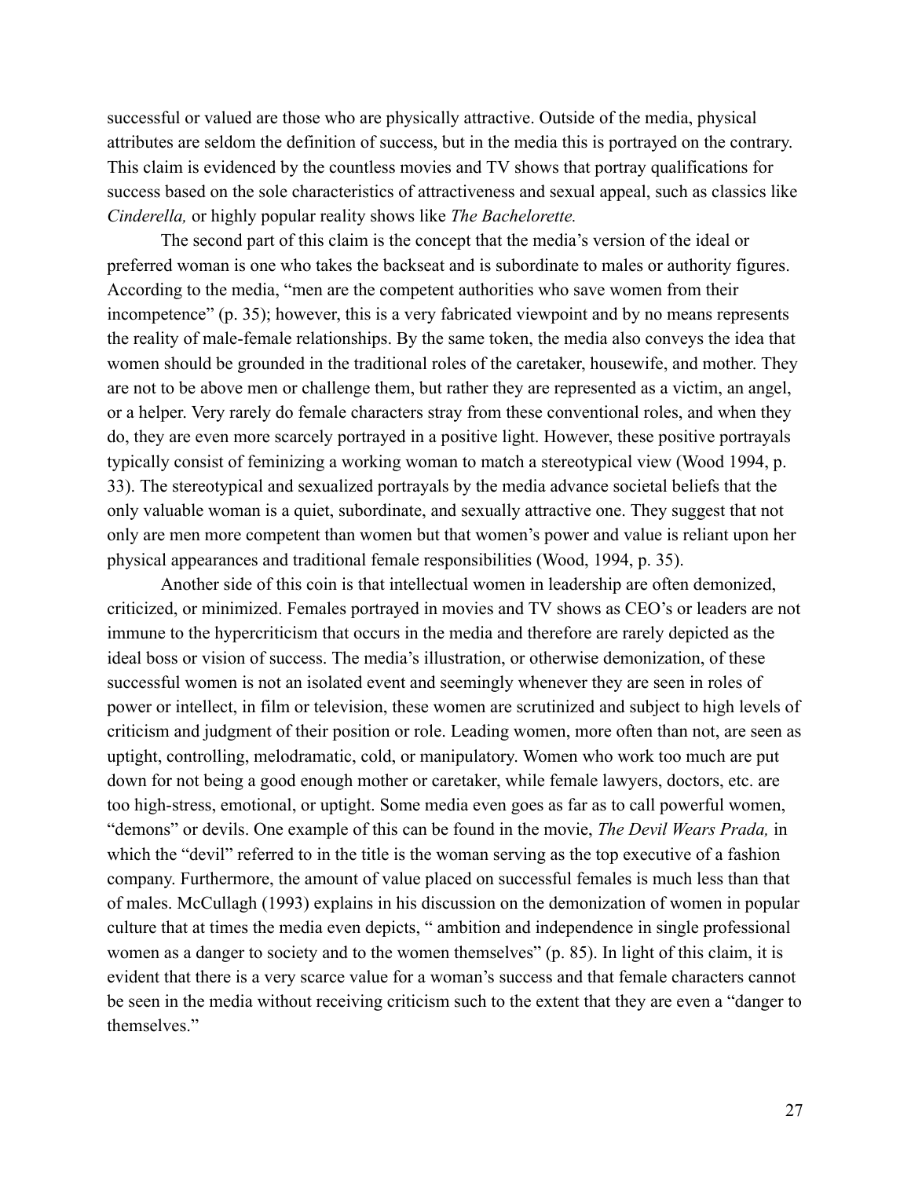successful or valued are those who are physically attractive. Outside of the media, physical attributes are seldom the definition of success, but in the media this is portrayed on the contrary. This claim is evidenced by the countless movies and TV shows that portray qualifications for success based on the sole characteristics of attractiveness and sexual appeal, such as classics like *Cinderella,* or highly popular reality shows like *The Bachelorette.*

The second part of this claim is the concept that the media's version of the ideal or preferred woman is one who takes the backseat and is subordinate to males or authority figures. According to the media, "men are the competent authorities who save women from their incompetence" (p. 35); however, this is a very fabricated viewpoint and by no means represents the reality of male-female relationships. By the same token, the media also conveys the idea that women should be grounded in the traditional roles of the caretaker, housewife, and mother. They are not to be above men or challenge them, but rather they are represented as a victim, an angel, or a helper. Very rarely do female characters stray from these conventional roles, and when they do, they are even more scarcely portrayed in a positive light. However, these positive portrayals typically consist of feminizing a working woman to match a stereotypical view (Wood 1994, p. 33). The stereotypical and sexualized portrayals by the media advance societal beliefs that the only valuable woman is a quiet, subordinate, and sexually attractive one. They suggest that not only are men more competent than women but that women's power and value is reliant upon her physical appearances and traditional female responsibilities (Wood, 1994, p. 35).

Another side of this coin is that intellectual women in leadership are often demonized, criticized, or minimized. Females portrayed in movies and TV shows as CEO's or leaders are not immune to the hypercriticism that occurs in the media and therefore are rarely depicted as the ideal boss or vision of success. The media's illustration, or otherwise demonization, of these successful women is not an isolated event and seemingly whenever they are seen in roles of power or intellect, in film or television, these women are scrutinized and subject to high levels of criticism and judgment of their position or role. Leading women, more often than not, are seen as uptight, controlling, melodramatic, cold, or manipulatory. Women who work too much are put down for not being a good enough mother or caretaker, while female lawyers, doctors, etc. are too high-stress, emotional, or uptight. Some media even goes as far as to call powerful women, "demons" or devils. One example of this can be found in the movie, *The Devil Wears Prada,* in which the "devil" referred to in the title is the woman serving as the top executive of a fashion company. Furthermore, the amount of value placed on successful females is much less than that of males. McCullagh (1993) explains in his discussion on the demonization of women in popular culture that at times the media even depicts, " ambition and independence in single professional women as a danger to society and to the women themselves" (p. 85). In light of this claim, it is evident that there is a very scarce value for a woman's success and that female characters cannot be seen in the media without receiving criticism such to the extent that they are even a "danger to themselves."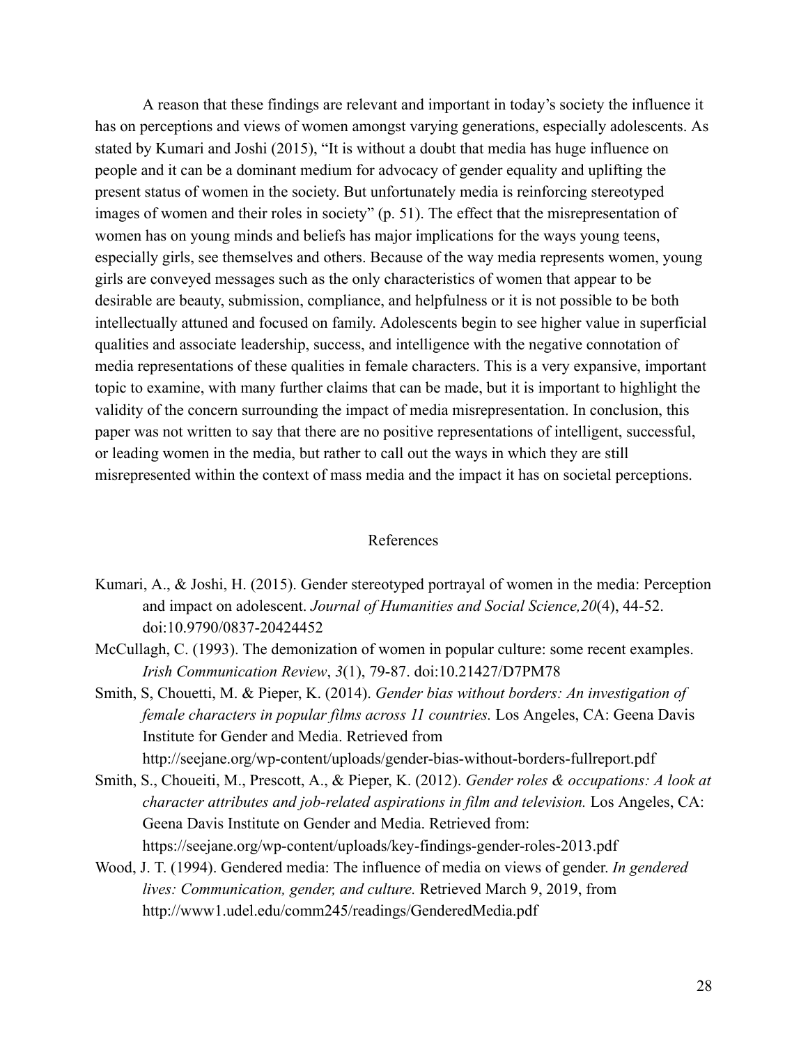A reason that these findings are relevant and important in today's society the influence it has on perceptions and views of women amongst varying generations, especially adolescents. As stated by Kumari and Joshi (2015), "It is without a doubt that media has huge influence on people and it can be a dominant medium for advocacy of gender equality and uplifting the present status of women in the society. But unfortunately media is reinforcing stereotyped images of women and their roles in society" (p. 51). The effect that the misrepresentation of women has on young minds and beliefs has major implications for the ways young teens, especially girls, see themselves and others. Because of the way media represents women, young girls are conveyed messages such as the only characteristics of women that appear to be desirable are beauty, submission, compliance, and helpfulness or it is not possible to be both intellectually attuned and focused on family. Adolescents begin to see higher value in superficial qualities and associate leadership, success, and intelligence with the negative connotation of media representations of these qualities in female characters. This is a very expansive, important topic to examine, with many further claims that can be made, but it is important to highlight the validity of the concern surrounding the impact of media misrepresentation. In conclusion, this paper was not written to say that there are no positive representations of intelligent, successful, or leading women in the media, but rather to call out the ways in which they are still misrepresented within the context of mass media and the impact it has on societal perceptions.

## References

Kumari, A., & Joshi, H. (2015). Gender stereotyped portrayal of women in the media: Perception and impact on adolescent. *Journal of Humanities and Social Science,20*(4), 44-52. doi:10.9790/0837-20424452

McCullagh, C. (1993). The demonization of women in popular culture: some recent examples. *Irish Communication Review*, *3*(1), 79-87. doi:10.21427/D7PM78

Smith, S, Chouetti, M. & Pieper, K. (2014). *Gender bias without borders: An investigation of female characters in popular films across 11 countries.* Los Angeles, CA: Geena Davis Institute for Gender and Media. Retrieved from http://seejane.org/wp-content/uploads/gender-bias-without-borders-fullreport.pdf

Smith, S., Choueiti, M., Prescott, A., & Pieper, K. (2012). *Gender roles & occupations: A look at character attributes and job-related aspirations in film and television.* Los Angeles, CA: Geena Davis Institute on Gender and Media. Retrieved from: https://seejane.org/wp-content/uploads/key-findings-gender-roles-2013.pdf

Wood, J. T. (1994). Gendered media: The influence of media on views of gender. *In gendered lives: Communication, gender, and culture.* Retrieved March 9, 2019, from http://www1.udel.edu/comm245/readings/GenderedMedia.pdf